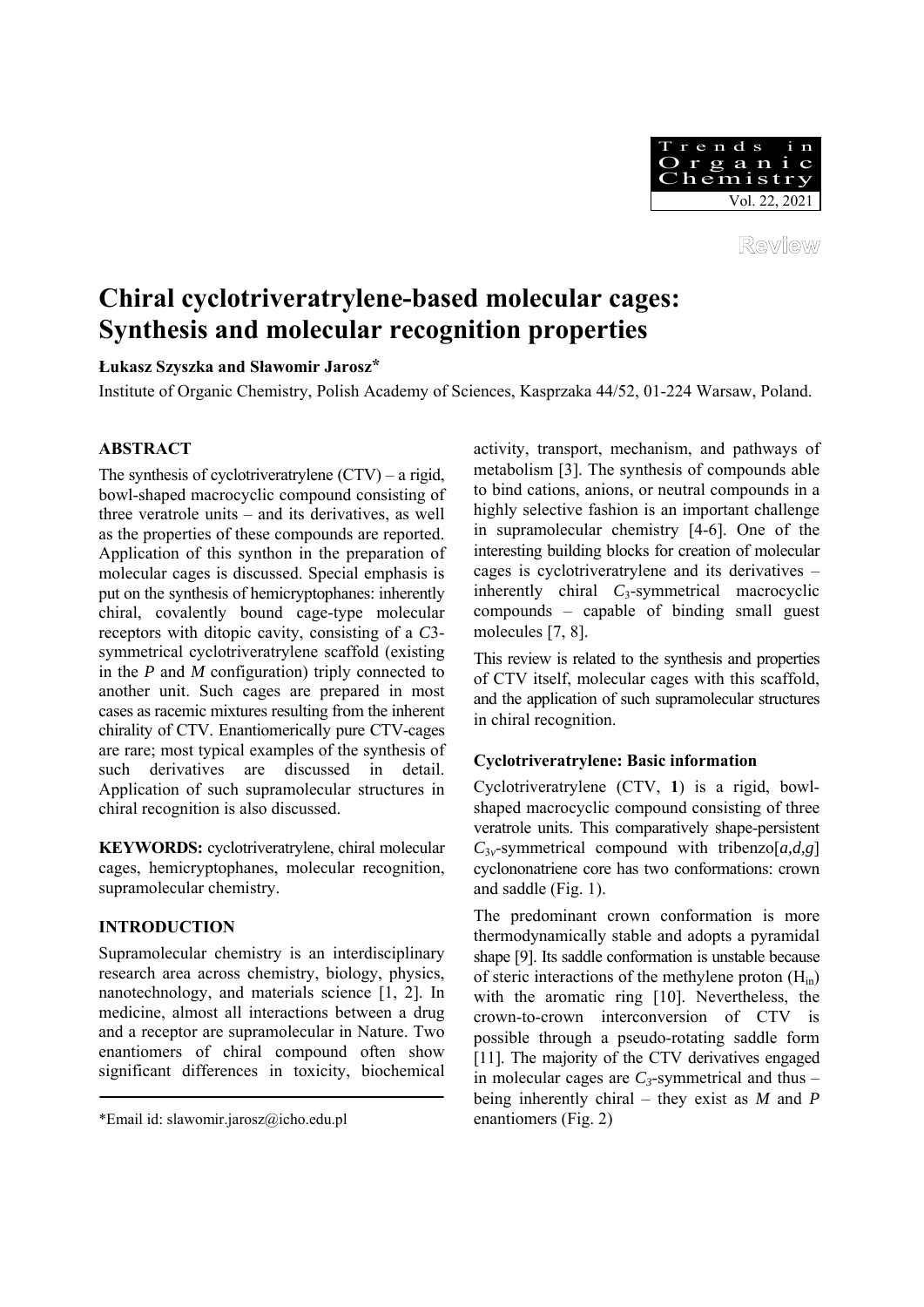Review

# Chiral cyclotriveratrylene-based molecular cages: Synthesis and molecular recognition properties

**Łukasz Szyszka and Sławomir Jarosz***

Institute of Organic Chemistry, Polish Academy of Sciences, Kasprzaka 44/52, 01-224 Warsaw, Poland.

## ABSTRACT

The synthesis of cyclotriveratrylene (CTV) – a rigid, bowl-shaped macrocyclic compound consisting of three veratrole units – and its derivatives, as well as the properties of these compounds are reported. Application of this synthon in the preparation of molecular cages is discussed. Special emphasis is put on the synthesis of hemicryptophanes: inherently chiral, covalently bound cage-type molecular receptors with ditopic cavity, consisting of a *C*3-symmetrical cyclotriveratrylene scaffold (existing in the *P* and *M* configuration) triply connected to another unit. Such cages are prepared in most cases as racemic mixtures resulting from the inherent chirality of CTV. Enantiomerically pure CTV-cages are rare; most typical examples of the synthesis of such derivatives are discussed in detail. Application of such supramolecular structures in chiral recognition is also discussed.

**KEYWORDS:** cyclotriveratrylene, chiral molecular cages, hemicryptophanes, molecular recognition, supramolecular chemistry.

## INTRODUCTION

Supramolecular chemistry is an interdisciplinary research area across chemistry, biology, physics, nanotechnology, and materials science [1, 2]. In medicine, almost all interactions between a drug and a receptor are supramolecular in Nature. Two enantiomers of chiral compound often show significant differences in toxicity, biochemical activity, transport, mechanism, and pathways of metabolism [3]. The synthesis of compounds able to bind cations, anions, or neutral compounds in a highly selective fashion is an important challenge in supramolecular chemistry [4-6]. One of the interesting building blocks for creation of molecular cages is cyclotriveratrylene and its derivatives – inherently chiral $C_3$-symmetrical macrocyclic compounds – capable of binding small guest molecules [7, 8].

This review is related to the synthesis and properties of CTV itself, molecular cages with this scaffold, and the application of such supramolecular structures in chiral recognition.

### Cyclotriveratrylene: Basic information

Cyclotriveratrylene (CTV, **1**) is a rigid, bowl-shaped macrocyclic compound consisting of three veratrole units. This comparatively shape-persistent $C_{3v}$-symmetrical compound with tribenzo[*a,d,g*] cyclononatriene core has two conformations: crown and saddle (Fig. 1).

The predominant crown conformation is more thermodynamically stable and adopts a pyramidal shape [9]. Its saddle conformation is unstable because of steric interactions of the methylene proton ($H_{in}$) with the aromatic ring [10]. Nevertheless, the crown-to-crown interconversion of CTV is possible through a pseudo-rotating saddle form [11]. The majority of the CTV derivatives engaged in molecular cages are $C_3$-symmetrical and thus – being inherently chiral – they exist as *M* and *P* enantiomers (Fig. 2)

*Email id: slawomir.jarosz@icho.edu.pl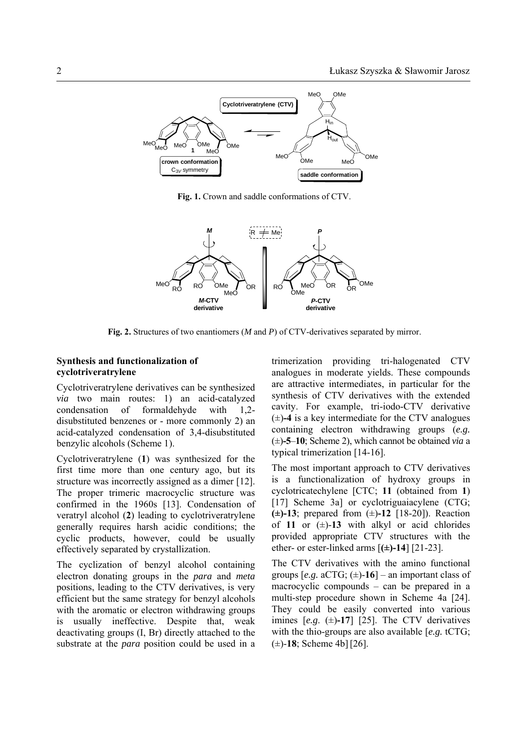**Fig. 1.** Crown and saddle conformations of CTV.

**Fig. 2.** Structures of two enantiomers (*M* and *P*) of CTV-derivatives separated by mirror.

## Synthesis and functionalization of cyclotriveratrylene

Cyclotriveratrylene derivatives can be synthesized *via* two main routes: 1) an acid-catalyzed condensation of formaldehyde with 1,2-disubstituted benzenes or - more commonly 2) an acid-catalyzed condensation of 3,4-disubstituted benzylic alcohols (Scheme 1).

Cyclotriveratrylene (**1**) was synthesized for the first time more than one century ago, but its structure was incorrectly assigned as a dimer [12]. The proper trimeric macrocyclic structure was confirmed in the 1960s [13]. Condensation of veratryl alcohol (**2**) leading to cyclotriveratrylene generally requires harsh acidic conditions; the cyclic products, however, could be usually effectively separated by crystallization.

The cyclization of benzyl alcohol containing electron donating groups in the *para* and *meta* positions, leading to the CTV derivatives, is very efficient but the same strategy for benzyl alcohols with the aromatic or electron withdrawing groups is usually ineffective. Despite that, weak deactivating groups (I, Br) directly attached to the substrate at the *para* position could be used in a trimerization providing tri-halogenated CTV analogues in moderate yields. These compounds are attractive intermediates, in particular for the synthesis of CTV derivatives with the extended cavity. For example, tri-iodo-CTV derivative (±)-**4** is a key intermediate for the CTV analogues containing electron withdrawing groups (*e.g.* (±)-**5**–**10**; Scheme 2), which cannot be obtained *via* a typical trimerization [14-16].

The most important approach to CTV derivatives is a functionalization of hydroxy groups in cyclotricatechylene [CTC; **11** (obtained from **1**) [17] Scheme 3a] or cyclotriguaiacylene (CTG; **(±)-13**; prepared from (±)-**12** [18-20]). Reaction of **11** or (±)-**13** with alkyl or acid chlorides provided appropriate CTV structures with the ether- or ester-linked arms [**(±)-14**] [21-23].

The CTV derivatives with the amino functional groups [*e.g.* aCTG; (±)-**16**] – an important class of macrocyclic compounds – can be prepared in a multi-step procedure shown in Scheme 4a [24]. They could be easily converted into various imines [*e.g.* (±)-**17**] [25]. The CTV derivatives with the thio-groups are also available [*e.g.* tCTG; (±)-**18**; Scheme 4b] [26].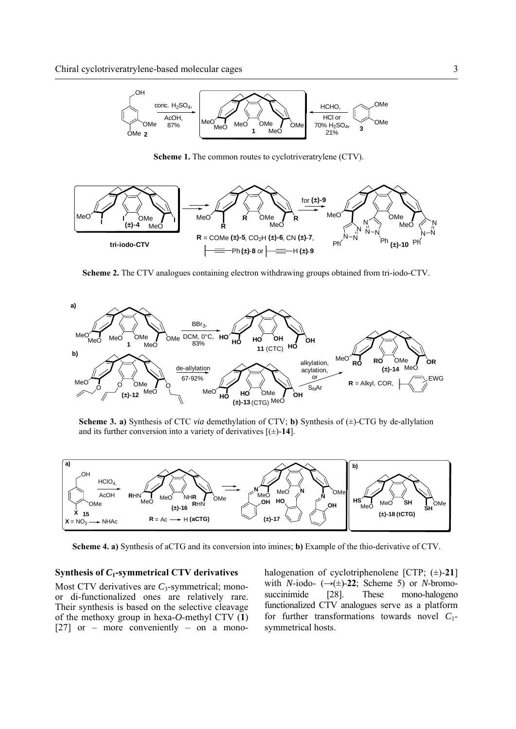**Scheme 1.** The common routes to cyclotriveratrylene (CTV).

**Scheme 2.** The CTV analogues containing electron withdrawing groups obtained from tri-iodo-CTV.

**Scheme 3. a)** Synthesis of CTC *via* demethylation of CTV; **b)** Synthesis of (±)-CTG by de-allylation and its further conversion into a variety of derivatives [(±)-**14**].

**Scheme 4. a)** Synthesis of aCTG and its conversion into imines; **b)** Example of the thio-derivative of CTV.

### Synthesis of $C_1$-symmetrical CTV derivatives

Most CTV derivatives are $C_3$-symmetrical; mono- or di-functionalized ones are relatively rare. Their synthesis is based on the selective cleavage of the methoxy group in hexa-*O*-methyl CTV (**1**) [27] or – more conveniently – on a mono-halogenation of cyclotriphenolene [CTP; (±)-**21**] with *N*-iodo- (→(±)-**22**; Scheme 5) or *N*-bromo-succinimide [28]. These mono-halogeno functionalized CTV analogues serve as a platform for further transformations towards novel $C_1$-symmetrical hosts.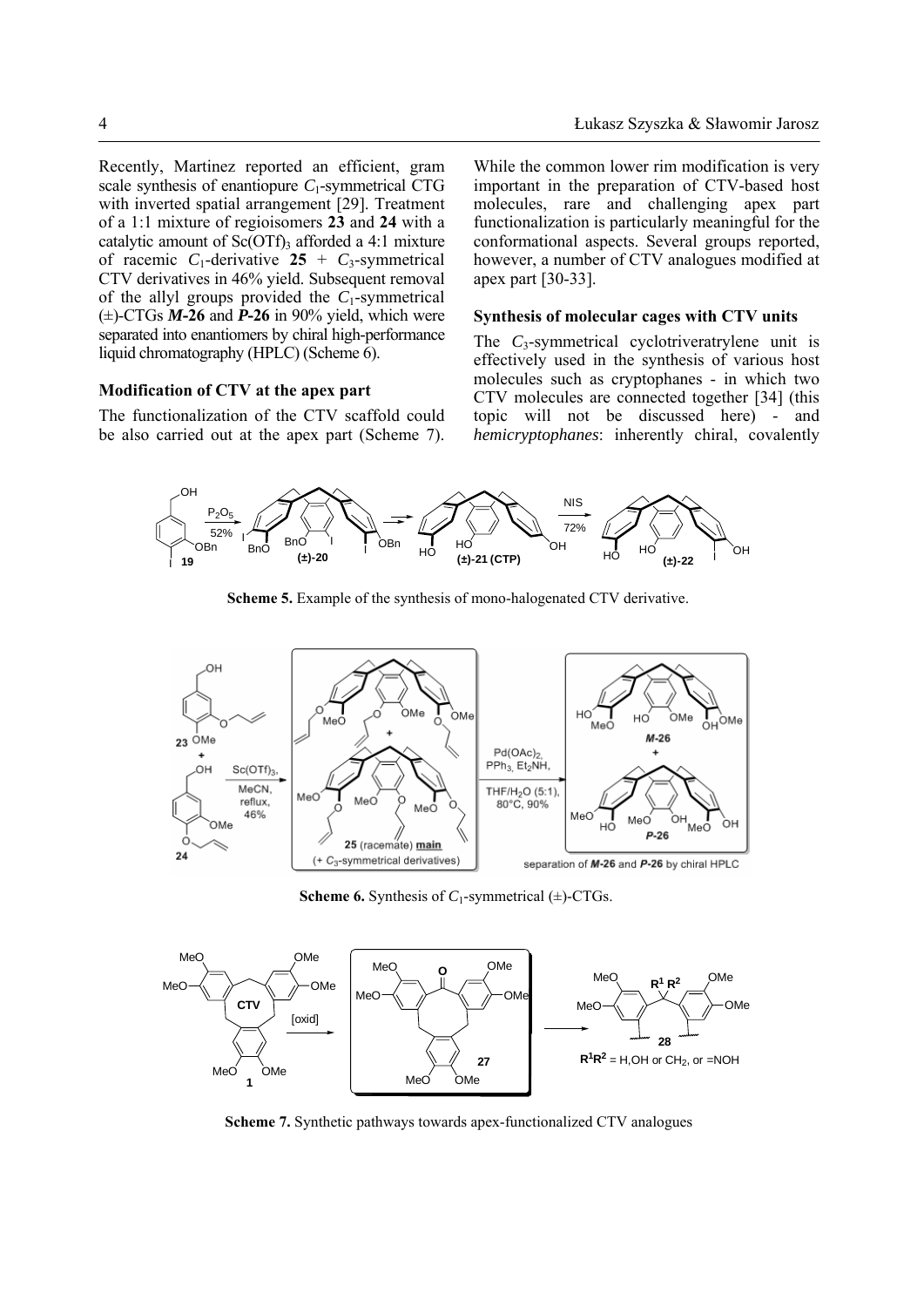Recently, Martinez reported an efficient, gram scale synthesis of enantiopure $C_1$-symmetrical CTG with inverted spatial arrangement [29]. Treatment of a 1:1 mixture of regioisomers **23** and **24** with a catalytic amount of $Sc(OTf)_3$ afforded a 4:1 mixture of racemic $C_1$-derivative **25** + $C_3$-symmetrical CTV derivatives in 46% yield. Subsequent removal of the allyl groups provided the $C_1$-symmetrical (±)-CTGs ***M*-26** and ***P*-26** in 90% yield, which were separated into enantiomers by chiral high-performance liquid chromatography (HPLC) (Scheme 6).

### Modification of CTV at the apex part

The functionalization of the CTV scaffold could be also carried out at the apex part (Scheme 7). While the common lower rim modification is very important in the preparation of CTV-based host molecules, rare and challenging apex part functionalization is particularly meaningful for the conformational aspects. Several groups reported, however, a number of CTV analogues modified at apex part [30-33].

### Synthesis of molecular cages with CTV units

The $C_3$-symmetrical cyclotriveratrylene unit is effectively used in the synthesis of various host molecules such as cryptophanes - in which two CTV molecules are connected together [34] (this topic will not be discussed here) - and *hemicryptophanes*: inherently chiral, covalently

**Scheme 5.** Example of the synthesis of mono-halogenated CTV derivative.

**Scheme 6.** Synthesis of $C_1$-symmetrical (±)-CTGs.

**Scheme 7.** Synthetic pathways towards apex-functionalized CTV analogues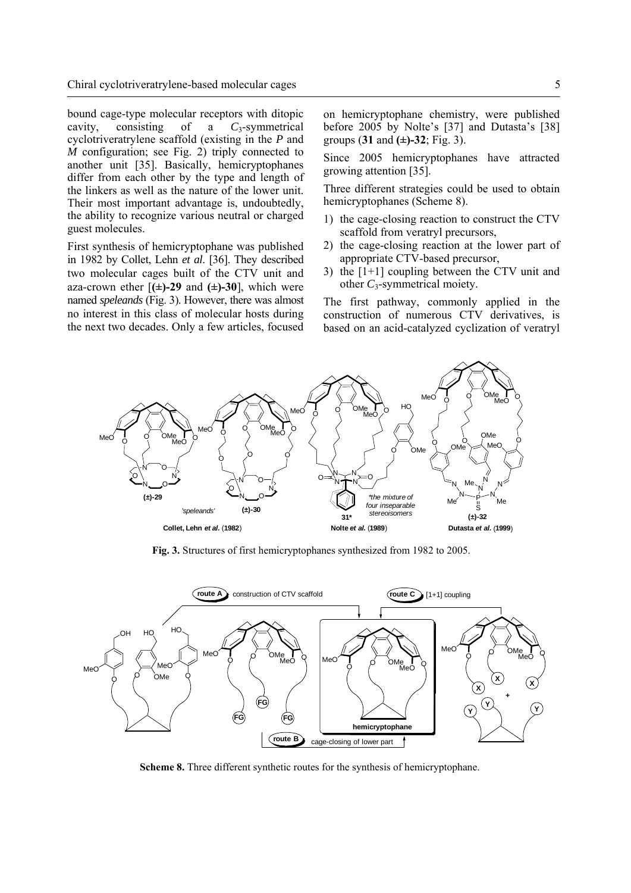bound cage-type molecular receptors with ditopic cavity, consisting of a $C_3$-symmetrical cyclotriveratrylene scaffold (existing in the *P* and *M* configuration; see Fig. 2) triply connected to another unit [35]. Basically, hemicryptophanes differ from each other by the type and length of the linkers as well as the nature of the lower unit. Their most important advantage is, undoubtedly, the ability to recognize various neutral or charged guest molecules.

First synthesis of hemicryptophane was published in 1982 by Collet, Lehn *et al*. [36]. They described two molecular cages built of the CTV unit and aza-crown ether [**(±)-29** and **(±)-30**], which were named *speleands* (Fig. 3). However, there was almost no interest in this class of molecular hosts during the next two decades. Only a few articles, focused on hemicryptophane chemistry, were published before 2005 by Nolte's [37] and Dutasta's [38] groups (**31** and **(±)-32**; Fig. 3).

Since 2005 hemicryptophanes have attracted growing attention [35].

Three different strategies could be used to obtain hemicryptophanes (Scheme 8).

1) the cage-closing reaction to construct the CTV scaffold from veratryl precursors,
2) the cage-closing reaction at the lower part of appropriate CTV-based precursor,
3) the [1+1] coupling between the CTV unit and other $C_3$-symmetrical moiety.

The first pathway, commonly applied in the construction of numerous CTV derivatives, is based on an acid-catalyzed cyclization of veratryl

**Fig. 3.** Structures of first hemicryptophanes synthesized from 1982 to 2005.

**Scheme 8.** Three different synthetic routes for the synthesis of hemicryptophane.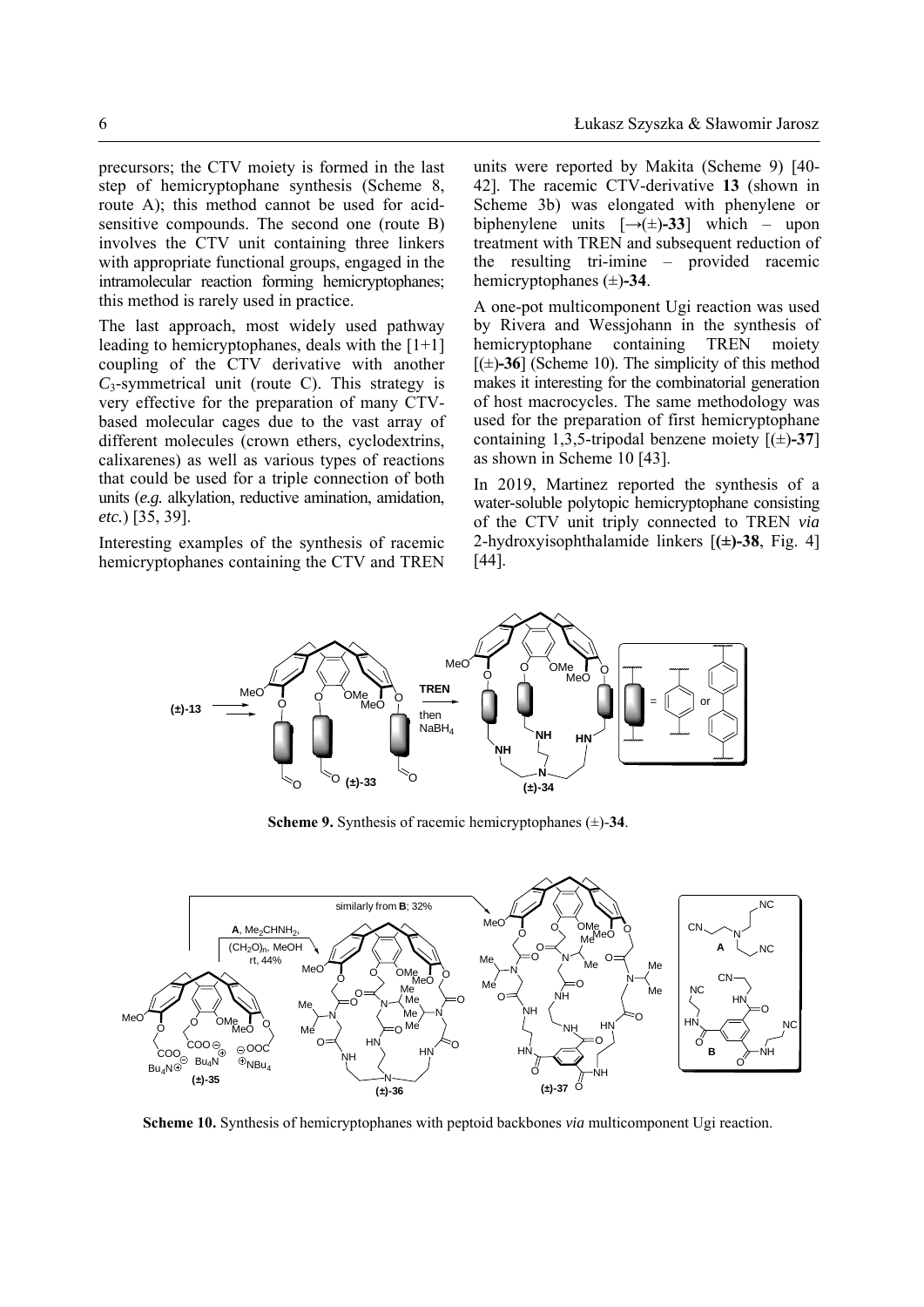precursors; the CTV moiety is formed in the last step of hemicryptophane synthesis (Scheme 8, route A); this method cannot be used for acid-sensitive compounds. The second one (route B) involves the CTV unit containing three linkers with appropriate functional groups, engaged in the intramolecular reaction forming hemicryptophanes; this method is rarely used in practice.

The last approach, most widely used pathway leading to hemicryptophanes, deals with the [1+1] coupling of the CTV derivative with another $C_3$-symmetrical unit (route C). This strategy is very effective for the preparation of many CTV-based molecular cages due to the vast array of different molecules (crown ethers, cyclodextrins, calixarenes) as well as various types of reactions that could be used for a triple connection of both units (*e.g.* alkylation, reductive amination, amidation, *etc.*) [35, 39].

Interesting examples of the synthesis of racemic hemicryptophanes containing the CTV and TREN units were reported by Makita (Scheme 9) [40-42]. The racemic CTV-derivative **13** (shown in Scheme 3b) was elongated with phenylene or biphenylene units [→(±)**-33**] which – upon treatment with TREN and subsequent reduction of the resulting tri-imine – provided racemic hemicryptophanes (±)**-34**.

A one-pot multicomponent Ugi reaction was used by Rivera and Wessjohann in the synthesis of hemicryptophane containing TREN moiety [(±)**-36**] (Scheme 10). The simplicity of this method makes it interesting for the combinatorial generation of host macrocycles. The same methodology was used for the preparation of first hemicryptophane containing 1,3,5-tripodal benzene moiety [(±)**-37**] as shown in Scheme 10 [43].

In 2019, Martinez reported the synthesis of a water-soluble polytopic hemicryptophane consisting of the CTV unit triply connected to TREN *via* 2-hydroxyisophthalamide linkers [**(±)-38**, Fig. 4] [44].

**Scheme 9.** Synthesis of racemic hemicryptophanes (±)-**34**.

**Scheme 10.** Synthesis of hemicryptophanes with peptoid backbones *via* multicomponent Ugi reaction.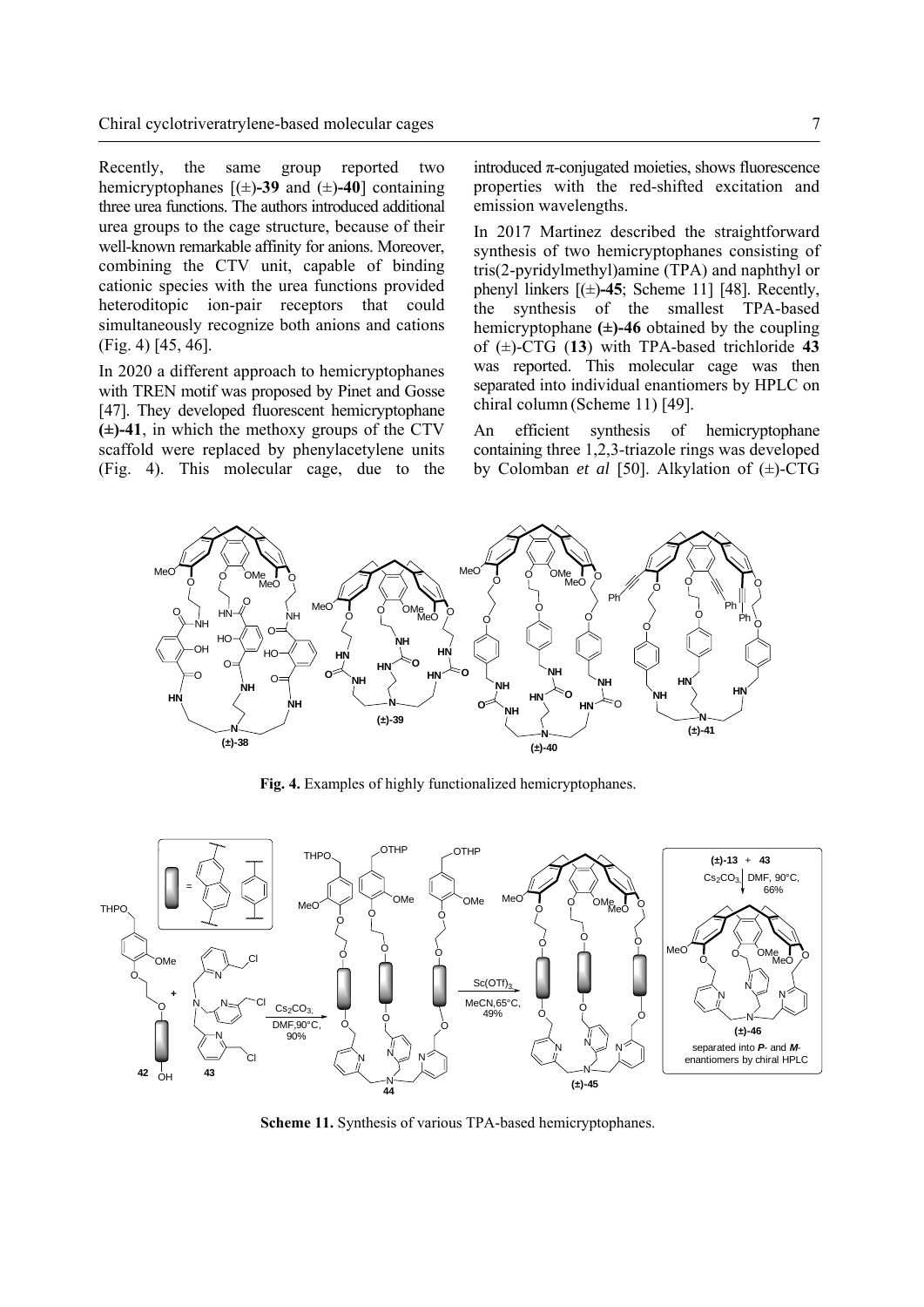Recently, the same group reported two hemicryptophanes [(±)-**39** and (±)-**40**] containing three urea functions. The authors introduced additional urea groups to the cage structure, because of their well-known remarkable affinity for anions. Moreover, combining the CTV unit, capable of binding cationic species with the urea functions provided heteroditopic ion-pair receptors that could simultaneously recognize both anions and cations (Fig. 4) [45, 46].

In 2020 a different approach to hemicryptophanes with TREN motif was proposed by Pinet and Gosse [47]. They developed fluorescent hemicryptophane **(±)-41**, in which the methoxy groups of the CTV scaffold were replaced by phenylacetylene units (Fig. 4). This molecular cage, due to the introduced π-conjugated moieties, shows fluorescence properties with the red-shifted excitation and emission wavelengths.

In 2017 Martinez described the straightforward synthesis of two hemicryptophanes consisting of tris(2-pyridylmethyl)amine (TPA) and naphthyl or phenyl linkers [(±)-**45**; Scheme 11] [48]. Recently, the synthesis of the smallest TPA-based hemicryptophane **(±)-46** obtained by the coupling of (±)-CTG (**13**) with TPA-based trichloride **43** was reported. This molecular cage was then separated into individual enantiomers by HPLC on chiral column (Scheme 11) [49].

An efficient synthesis of hemicryptophane containing three 1,2,3-triazole rings was developed by Colomban *et al* [50]. Alkylation of (±)-CTG

**Fig. 4.** Examples of highly functionalized hemicryptophanes.

**Scheme 11.** Synthesis of various TPA-based hemicryptophanes.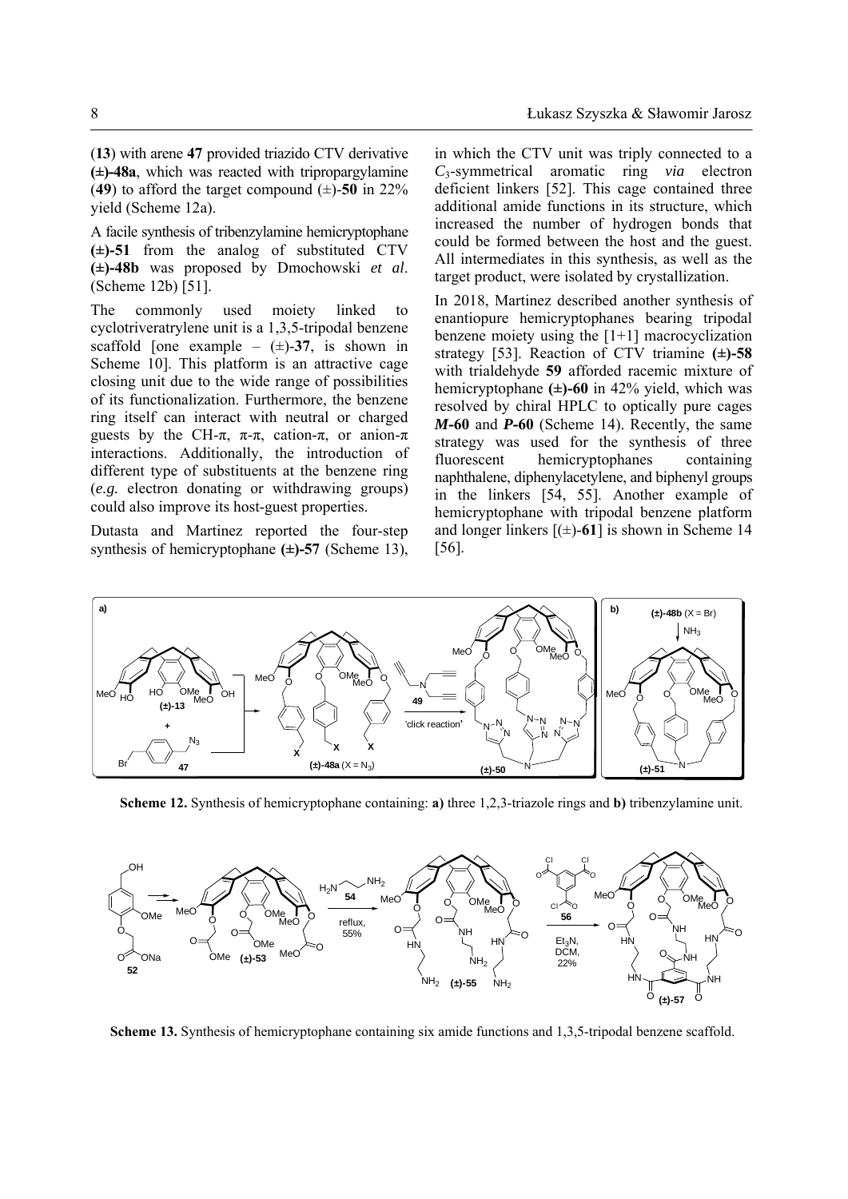(**13**) with arene **47** provided triazido CTV derivative **(±)-48a**, which was reacted with tripropargylamine (**49**) to afford the target compound (±)-**50** in 22% yield (Scheme 12a).

A facile synthesis of tribenzylamine hemicryptophane **(±)-51** from the analog of substituted CTV **(±)-48b** was proposed by Dmochowski *et al*. (Scheme 12b) [51].

The commonly used moiety linked to cyclotriveratrylene unit is a 1,3,5-tripodal benzene scaffold [one example – (±)-**37**, is shown in Scheme 10]. This platform is an attractive cage closing unit due to the wide range of possibilities of its functionalization. Furthermore, the benzene ring itself can interact with neutral or charged guests by the CH-π, π-π, cation-π, or anion-π interactions. Additionally, the introduction of different type of substituents at the benzene ring (*e.g.* electron donating or withdrawing groups) could also improve its host-guest properties.

Dutasta and Martinez reported the four-step synthesis of hemicryptophane **(±)-57** (Scheme 13), in which the CTV unit was triply connected to a $C_3$-symmetrical aromatic ring *via* electron deficient linkers [52]. This cage contained three additional amide functions in its structure, which increased the number of hydrogen bonds that could be formed between the host and the guest. All intermediates in this synthesis, as well as the target product, were isolated by crystallization.

In 2018, Martinez described another synthesis of enantiopure hemicryptophanes bearing tripodal benzene moiety using the [1+1] macrocyclization strategy [53]. Reaction of CTV triamine **(±)-58** with trialdehyde **59** afforded racemic mixture of hemicryptophane **(±)-60** in 42% yield, which was resolved by chiral HPLC to optically pure cages ***M*-60** and ***P*-60** (Scheme 14). Recently, the same strategy was used for the synthesis of three fluorescent hemicryptophanes containing naphthalene, diphenylacetylene, and biphenyl groups in the linkers [54, 55]. Another example of hemicryptophane with tripodal benzene platform and longer linkers [(±)-**61**] is shown in Scheme 14 [56].

**Scheme 12.** Synthesis of hemicryptophane containing: **a)** three 1,2,3-triazole rings and **b)** tribenzylamine unit.

**Scheme 13.** Synthesis of hemicryptophane containing six amide functions and 1,3,5-tripodal benzene scaffold.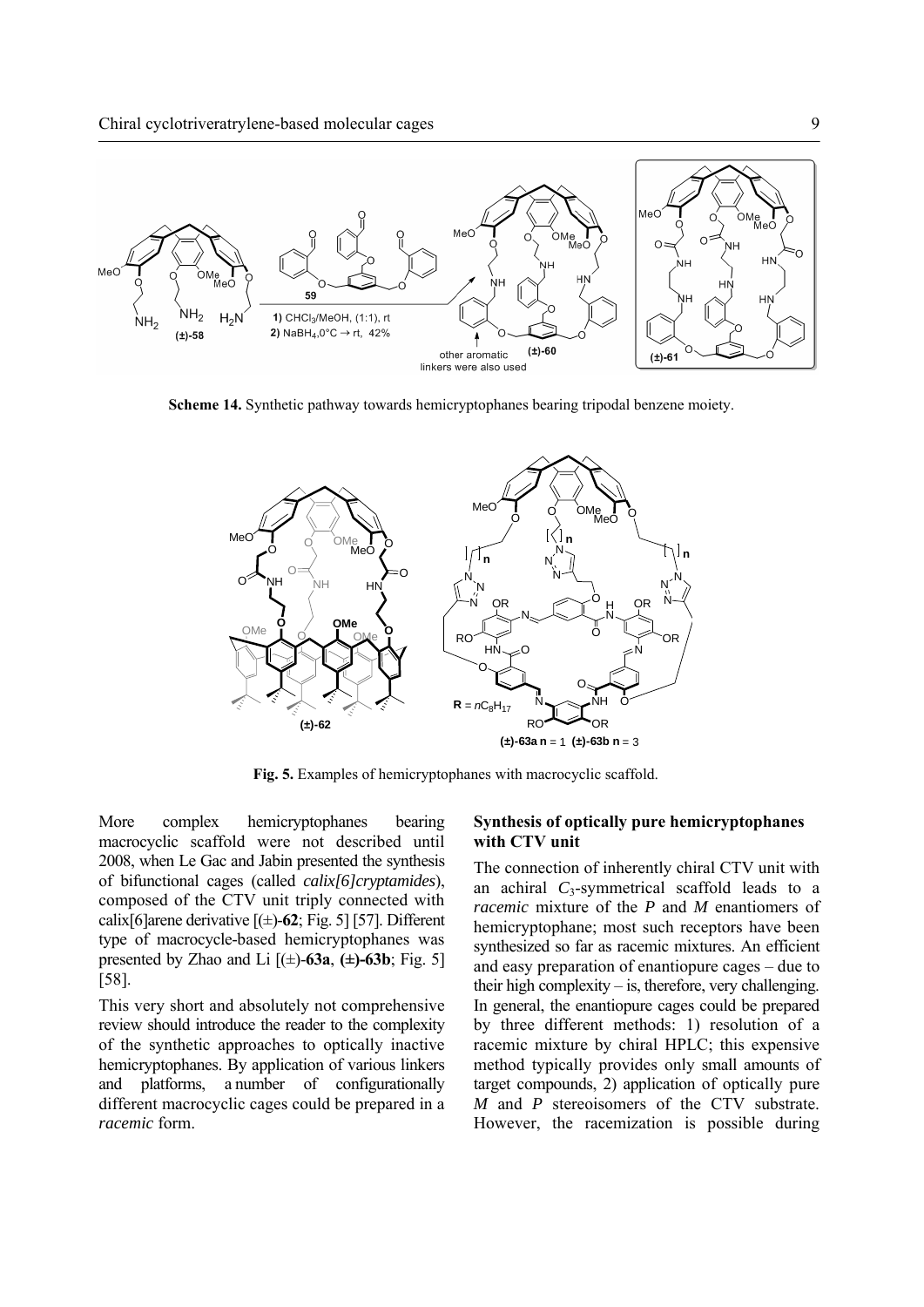**Scheme 14.** Synthetic pathway towards hemicryptophanes bearing tripodal benzene moiety.

**Fig. 5.** Examples of hemicryptophanes with macrocyclic scaffold.

More complex hemicryptophanes bearing macrocyclic scaffold were not described until 2008, when Le Gac and Jabin presented the synthesis of bifunctional cages (called *calix[6]cryptamides*), composed of the CTV unit triply connected with calix[6]arene derivative [(±)-**62**; Fig. 5] [57]. Different type of macrocycle-based hemicryptophanes was presented by Zhao and Li [(±)-**63a**, **(±)-63b**; Fig. 5] [58].

This very short and absolutely not comprehensive review should introduce the reader to the complexity of the synthetic approaches to optically inactive hemicryptophanes. By application of various linkers and platforms, a number of configurationally different macrocyclic cages could be prepared in a *racemic* form.

## Synthesis of optically pure hemicryptophanes with CTV unit

The connection of inherently chiral CTV unit with an achiral $C_3$-symmetrical scaffold leads to a *racemic* mixture of the *P* and *M* enantiomers of hemicryptophane; most such receptors have been synthesized so far as racemic mixtures. An efficient and easy preparation of enantiopure cages – due to their high complexity – is, therefore, very challenging. In general, the enantiopure cages could be prepared by three different methods: 1) resolution of a racemic mixture by chiral HPLC; this expensive method typically provides only small amounts of target compounds, 2) application of optically pure *M* and *P* stereoisomers of the CTV substrate. However, the racemization is possible during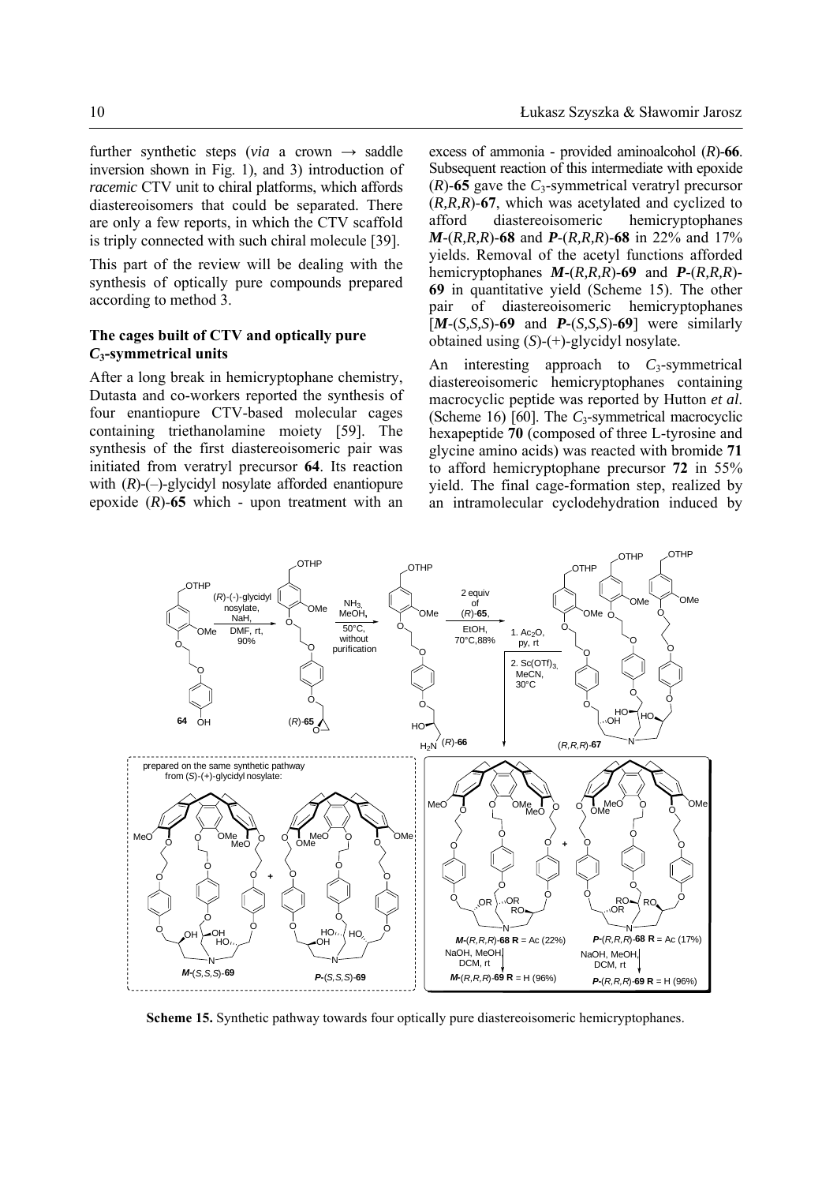further synthetic steps (*via* a crown → saddle inversion shown in Fig. 1), and 3) introduction of *racemic* CTV unit to chiral platforms, which affords diastereoisomers that could be separated. There are only a few reports, in which the CTV scaffold is triply connected with such chiral molecule [39].

This part of the review will be dealing with the synthesis of optically pure compounds prepared according to method 3.

### The cages built of CTV and optically pure $C_3$-symmetrical units

After a long break in hemicryptophane chemistry, Dutasta and co-workers reported the synthesis of four enantiopure CTV-based molecular cages containing triethanolamine moiety [59]. The synthesis of the first diastereoisomeric pair was initiated from veratryl precursor **64**. Its reaction with (*R*)-(–)-glycidyl nosylate afforded enantiopure epoxide (*R*)-**65** which - upon treatment with an excess of ammonia - provided aminoalcohol (*R*)-**66**. Subsequent reaction of this intermediate with epoxide (*R*)-**65** gave the $C_3$-symmetrical veratryl precursor (*R,R,R*)-**67**, which was acetylated and cyclized to afford diastereoisomeric hemicryptophanes ***M***-(*R,R,R*)-**68** and ***P***-(*R,R,R*)-**68** in 22% and 17% yields. Removal of the acetyl functions afforded hemicryptophanes ***M***-(*R,R,R*)-**69** and ***P***-(*R,R,R*)-**69** in quantitative yield (Scheme 15). The other pair of diastereoisomeric hemicryptophanes [***M***-(*S,S,S*)-**69** and ***P***-(*S,S,S*)-**69**] were similarly obtained using (*S*)-(+)-glycidyl nosylate.

An interesting approach to $C_3$-symmetrical diastereoisomeric hemicryptophanes containing macrocyclic peptide was reported by Hutton *et al*. (Scheme 16) [60]. The $C_3$-symmetrical macrocyclic hexapeptide **70** (composed of three L-tyrosine and glycine amino acids) was reacted with bromide **71** to afford hemicryptophane precursor **72** in 55% yield. The final cage-formation step, realized by an intramolecular cyclodehydration induced by

**Scheme 15.** Synthetic pathway towards four optically pure diastereoisomeric hemicryptophanes.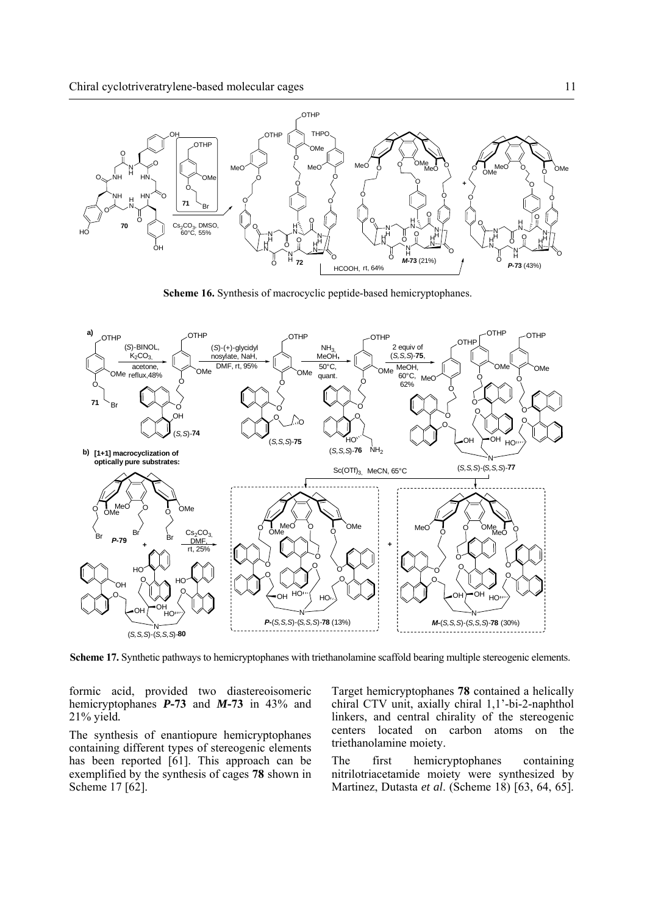**Scheme 16.** Synthesis of macrocyclic peptide-based hemicryptophanes.

**Scheme 17.** Synthetic pathways to hemicryptophanes with triethanolamine scaffold bearing multiple stereogenic elements.

formic acid, provided two diastereoisomeric hemicryptophanes ***P*-73** and ***M*-73** in 43% and 21% yield.

The synthesis of enantiopure hemicryptophanes containing different types of stereogenic elements has been reported [61]. This approach can be exemplified by the synthesis of cages **78** shown in Scheme 17 [62].

Target hemicryptophanes **78** contained a helically chiral CTV unit, axially chiral 1,1'-bi-2-naphthol linkers, and central chirality of the stereogenic centers located on carbon atoms on the triethanolamine moiety.

The first hemicryptophanes containing nitrilotriacetamide moiety were synthesized by Martinez, Dutasta *et al*. (Scheme 18) [63, 64, 65].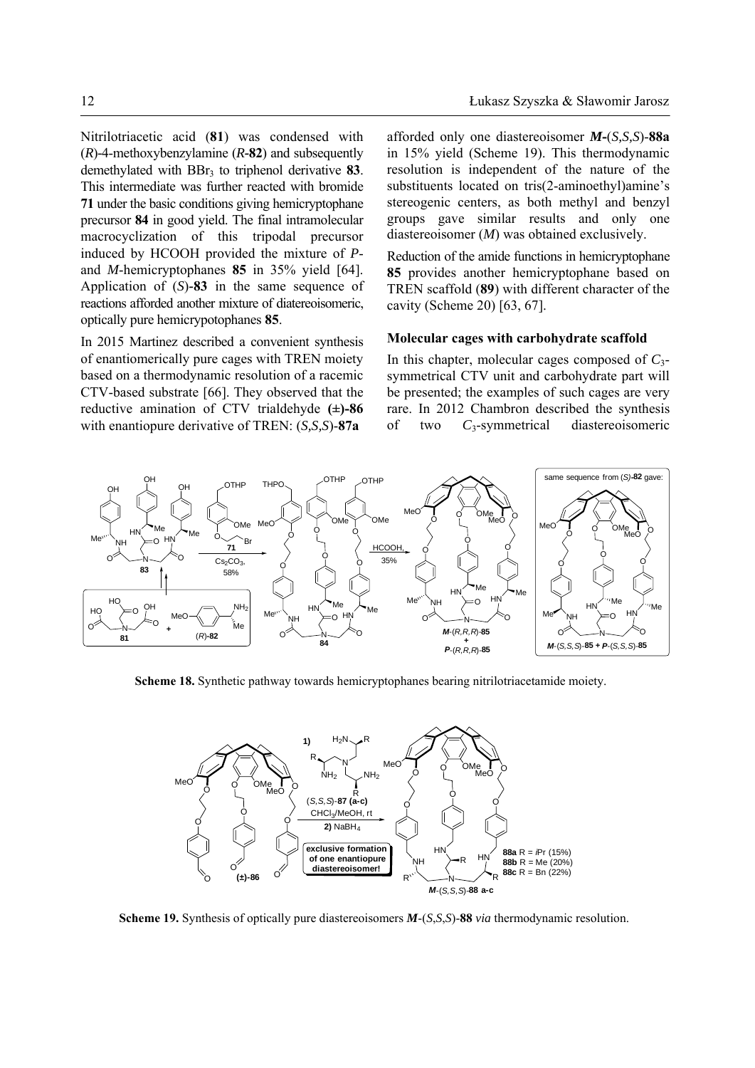Nitrilotriacetic acid (**81**) was condensed with (*R*)-4-methoxybenzylamine (*R*-**82**) and subsequently demethylated with $BBr_3$ to triphenol derivative **83**. This intermediate was further reacted with bromide **71** under the basic conditions giving hemicryptophane precursor **84** in good yield. The final intramolecular macrocyclization of this tripodal precursor induced by HCOOH provided the mixture of *P*- and *M*-hemicryptophanes **85** in 35% yield [64]. Application of (*S*)-**83** in the same sequence of reactions afforded another mixture of diatereoisomeric, optically pure hemicrypotophanes **85**.

In 2015 Martinez described a convenient synthesis of enantiomerically pure cages with TREN moiety based on a thermodynamic resolution of a racemic CTV-based substrate [66]. They observed that the reductive amination of CTV trialdehyde **(±)-86** with enantiopure derivative of TREN: (*S,S,S*)-**87a** afforded only one diastereoisomer ***M***-(*S,S,S*)-**88a** in 15% yield (Scheme 19). This thermodynamic resolution is independent of the nature of the substituents located on tris(2-aminoethyl)amine's stereogenic centers, as both methyl and benzyl groups gave similar results and only one diastereoisomer (*M*) was obtained exclusively.

Reduction of the amide functions in hemicryptophane **85** provides another hemicryptophane based on TREN scaffold (**89**) with different character of the cavity (Scheme 20) [63, 67].

### Molecular cages with carbohydrate scaffold

In this chapter, molecular cages composed of $C_3$-symmetrical CTV unit and carbohydrate part will be presented; the examples of such cages are very rare. In 2012 Chambron described the synthesis of two $C_3$-symmetrical diastereoisomeric

**Scheme 18.** Synthetic pathway towards hemicryptophanes bearing nitrilotriacetamide moiety.

**Scheme 19.** Synthesis of optically pure diastereoisomers ***M***-(*S,S,S*)-**88** *via* thermodynamic resolution.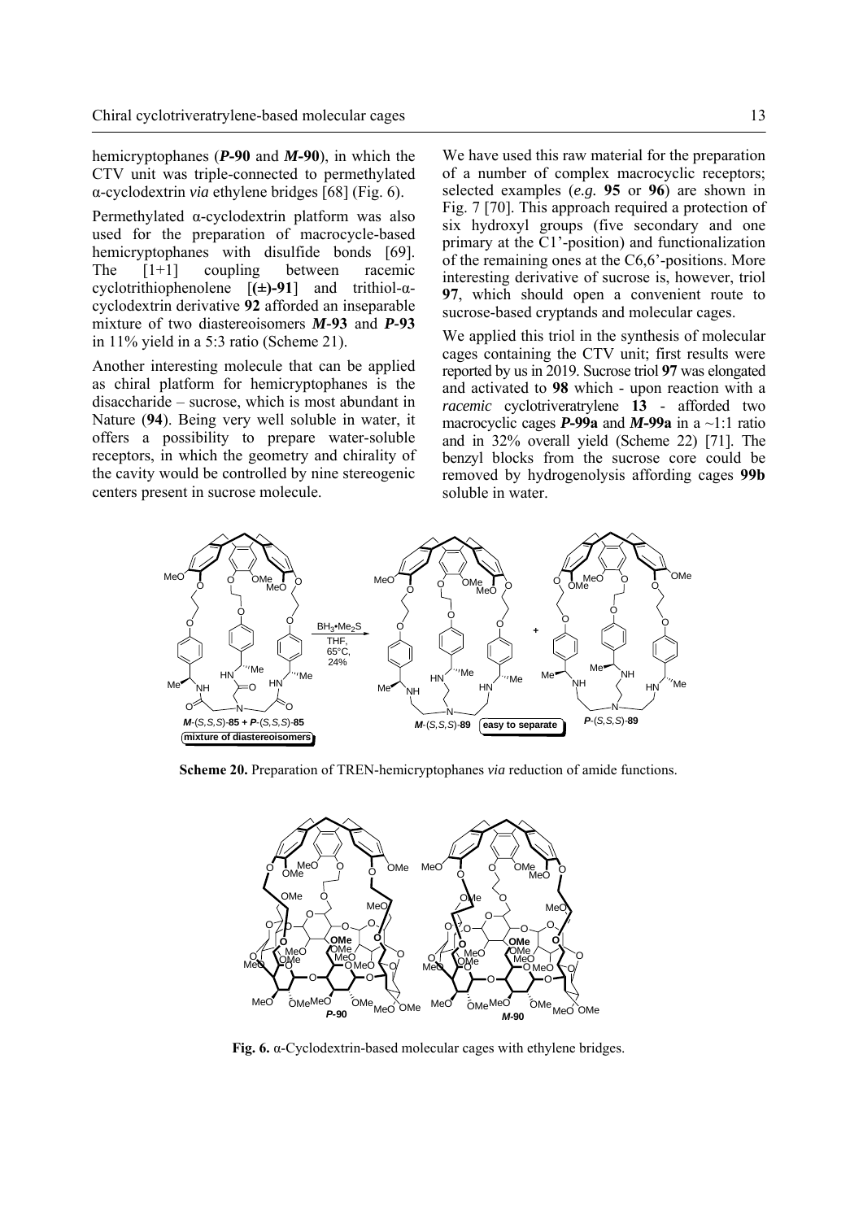hemicryptophanes (***P*-90** and ***M*-90**), in which the CTV unit was triple-connected to permethylated α-cyclodextrin *via* ethylene bridges [68] (Fig. 6).

Permethylated α-cyclodextrin platform was also used for the preparation of macrocycle-based hemicryptophanes with disulfide bonds [69]. The [1+1] coupling between racemic cyclotrithiophenolene [**(±)-91**] and trithiol-α-cyclodextrin derivative **92** afforded an inseparable mixture of two diastereoisomers ***M*-93** and ***P*-93** in 11% yield in a 5:3 ratio (Scheme 21).

Another interesting molecule that can be applied as chiral platform for hemicryptophanes is the disaccharide – sucrose, which is most abundant in Nature (**94**). Being very well soluble in water, it offers a possibility to prepare water-soluble receptors, in which the geometry and chirality of the cavity would be controlled by nine stereogenic centers present in sucrose molecule.

We have used this raw material for the preparation of a number of complex macrocyclic receptors; selected examples (*e.g.* **95** or **96**) are shown in Fig. 7 [70]. This approach required a protection of six hydroxyl groups (five secondary and one primary at the C1'-position) and functionalization of the remaining ones at the C6,6'-positions. More interesting derivative of sucrose is, however, triol **97**, which should open a convenient route to sucrose-based cryptands and molecular cages.

We applied this triol in the synthesis of molecular cages containing the CTV unit; first results were reported by us in 2019. Sucrose triol **97** was elongated and activated to **98** which - upon reaction with a *racemic* cyclotriveratrylene **13** - afforded two macrocyclic cages ***P*-99a** and ***M*-99a** in a ~1:1 ratio and in 32% overall yield (Scheme 22) [71]. The benzyl blocks from the sucrose core could be removed by hydrogenolysis affording cages **99b** soluble in water.

**Scheme 20.** Preparation of TREN-hemicryptophanes *via* reduction of amide functions.

**Fig. 6.** α-Cyclodextrin-based molecular cages with ethylene bridges.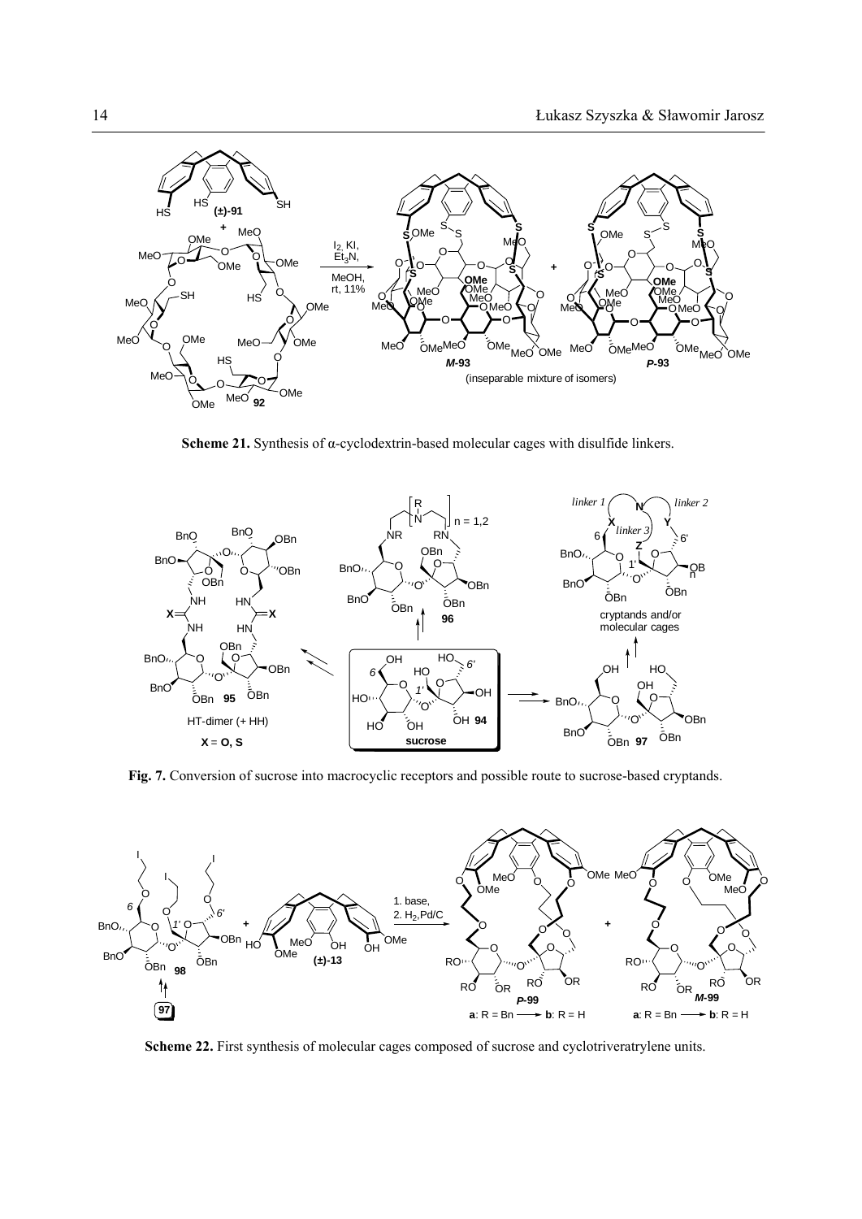**Scheme 21.** Synthesis of α-cyclodextrin-based molecular cages with disulfide linkers.

**Fig. 7.** Conversion of sucrose into macrocyclic receptors and possible route to sucrose-based cryptands.

**Scheme 22.** First synthesis of molecular cages composed of sucrose and cyclotriveratrylene units.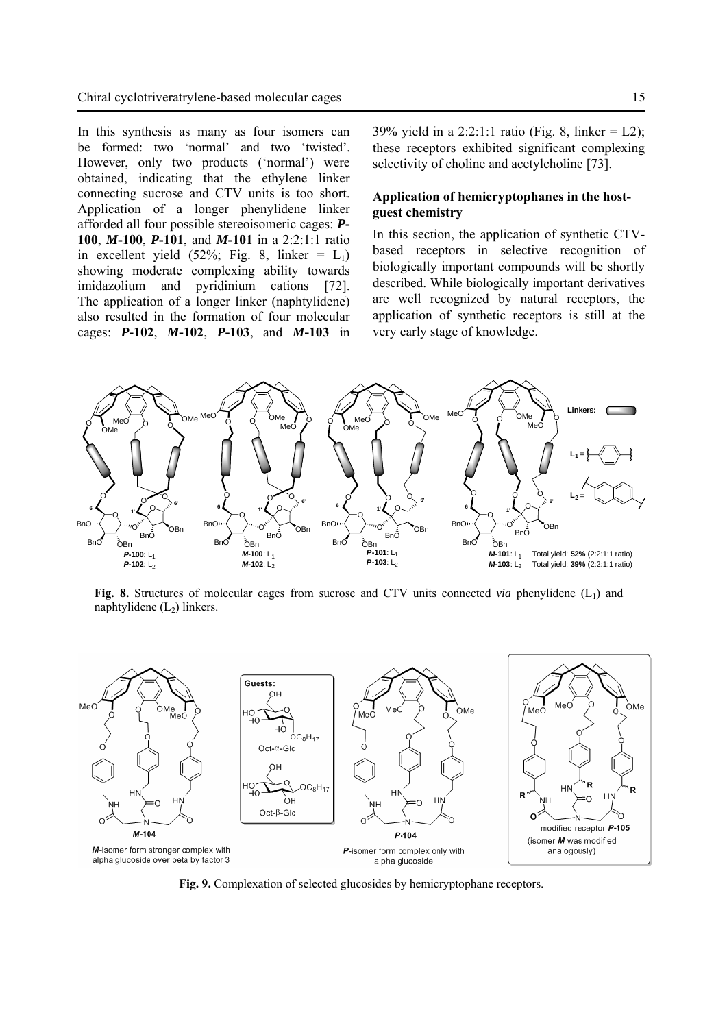In this synthesis as many as four isomers can be formed: two 'normal' and two 'twisted'. However, only two products ('normal') were obtained, indicating that the ethylene linker connecting sucrose and CTV units is too short. Application of a longer phenylidene linker afforded all four possible stereoisomeric cages: ***P*-100**, ***M*-100**, ***P*-101**, and ***M*-101** in a 2:2:1:1 ratio in excellent yield (52%; Fig. 8, linker = $L_1$) showing moderate complexing ability towards imidazolium and pyridinium cations [72]. The application of a longer linker (naphtylidene) also resulted in the formation of four molecular cages: ***P*-102**, ***M*-102**, ***P*-103**, and ***M*-103** in 39% yield in a 2:2:1:1 ratio (Fig. 8, linker = L2); these receptors exhibited significant complexing selectivity of choline and acetylcholine [73].

## Application of hemicryptophanes in the host-guest chemistry

In this section, the application of synthetic CTV-based receptors in selective recognition of biologically important compounds will be shortly described. While biologically important derivatives are well recognized by natural receptors, the application of synthetic receptors is still at the very early stage of knowledge.

**Fig. 8.** Structures of molecular cages from sucrose and CTV units connected *via* phenylidene ($L_1$) and naphtylidene ($L_2$) linkers.

**Fig. 9.** Complexation of selected glucosides by hemicryptophane receptors.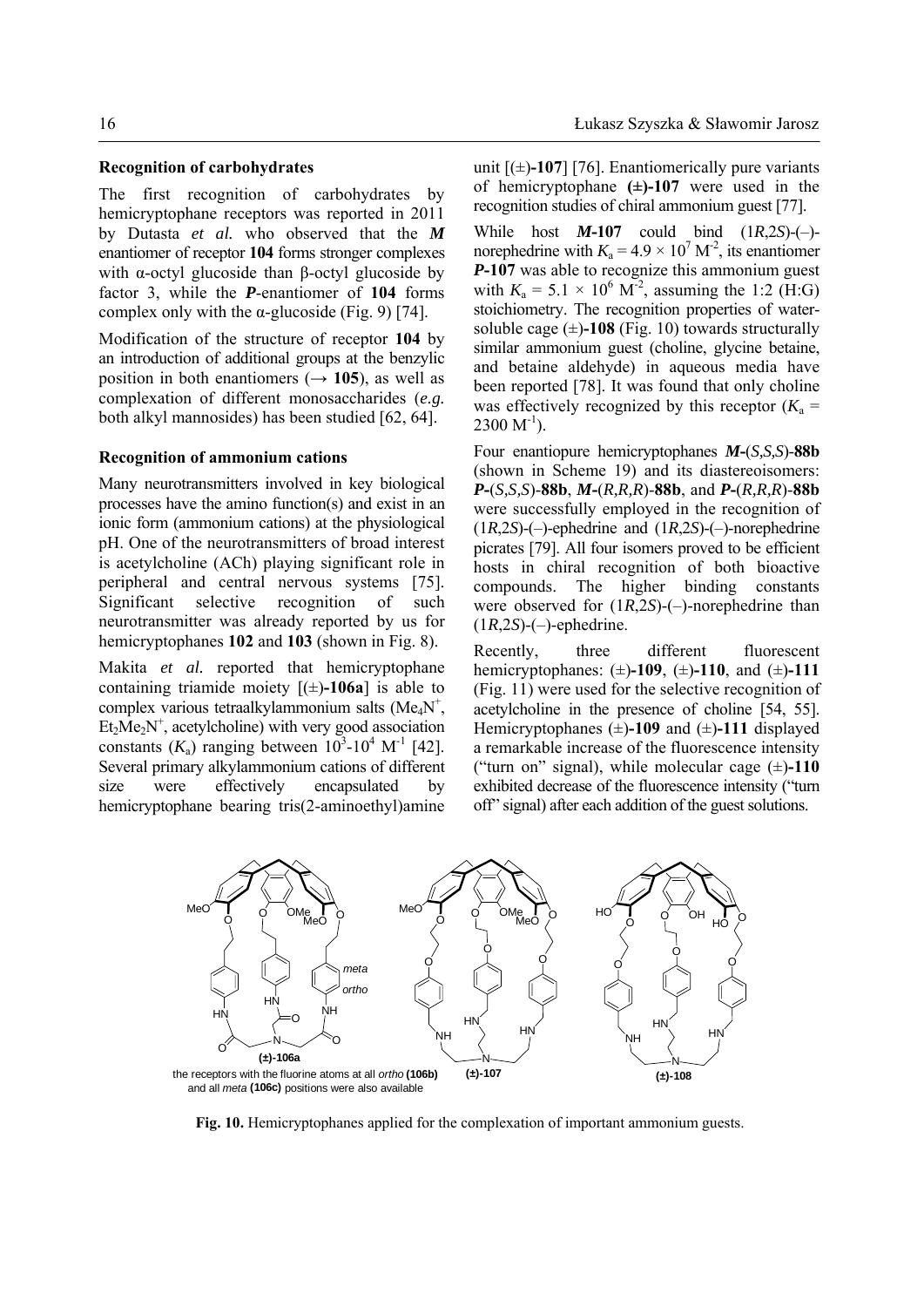### Recognition of carbohydrates

The first recognition of carbohydrates by hemicryptophane receptors was reported in 2011 by Dutasta *et al.* who observed that the ***M*** enantiomer of receptor **104** forms stronger complexes with α-octyl glucoside than β-octyl glucoside by factor 3, while the ***P***-enantiomer of **104** forms complex only with the α-glucoside (Fig. 9) [74].

Modification of the structure of receptor **104** by an introduction of additional groups at the benzylic position in both enantiomers (→ **105**), as well as complexation of different monosaccharides (*e.g.* both alkyl mannosides) has been studied [62, 64].

### Recognition of ammonium cations

Many neurotransmitters involved in key biological processes have the amino function(s) and exist in an ionic form (ammonium cations) at the physiological pH. One of the neurotransmitters of broad interest is acetylcholine (ACh) playing significant role in peripheral and central nervous systems [75]. Significant selective recognition of such neurotransmitter was already reported by us for hemicryptophanes **102** and **103** (shown in Fig. 8).

Makita *et al.* reported that hemicryptophane containing triamide moiety [(±)**-106a**] is able to complex various tetraalkylammonium salts ($Me_4N^+$, $Et_2Me_2N^+$, acetylcholine) with very good association constants ($K_a$) ranging between $10^3$-$10^4$ $M^{-1}$ [42]. Several primary alkylammonium cations of different size were effectively encapsulated by hemicryptophane bearing tris(2-aminoethyl)amine unit [(±)**-107**] [76]. Enantiomerically pure variants of hemicryptophane **(±)-107** were used in the recognition studies of chiral ammonium guest [77].

While host ***M*-107** could bind (1*R*,2*S*)-(–)-norephedrine with $K_a = 4.9 \times 10^7$ $M^{-2}$, its enantiomer ***P*-107** was able to recognize this ammonium guest with $K_a = 5.1 \times 10^6$ $M^{-2}$, assuming the 1:2 (H:G) stoichiometry. The recognition properties of water-soluble cage (±)**-108** (Fig. 10) towards structurally similar ammonium guest (choline, glycine betaine, and betaine aldehyde) in aqueous media have been reported [78]. It was found that only choline was effectively recognized by this receptor ($K_a$ = 2300 $M^{-1}$).

Four enantiopure hemicryptophanes ***M*-**(*S,S,S*)**-88b** (shown in Scheme 19) and its diastereoisomers: ***P*-**(*S,S,S*)**-88b**, ***M*-**(*R,R,R*)**-88b**, and ***P*-**(*R,R,R*)**-88b** were successfully employed in the recognition of (1*R*,2*S*)-(–)-ephedrine and (1*R*,2*S*)-(–)-norephedrine picrates [79]. All four isomers proved to be efficient hosts in chiral recognition of both bioactive compounds. The higher binding constants were observed for (1*R*,2*S*)-(–)-norephedrine than (1*R*,2*S*)-(–)-ephedrine.

Recently, three different fluorescent hemicryptophanes: (±)**-109**, (±)**-110**, and (±)**-111** (Fig. 11) were used for the selective recognition of acetylcholine in the presence of choline [54, 55]. Hemicryptophanes (±)**-109** and (±)**-111** displayed a remarkable increase of the fluorescence intensity ("turn on" signal), while molecular cage (±)**-110** exhibited decrease of the fluorescence intensity ("turn off" signal) after each addition of the guest solutions.

(±)-106a — the receptors with the fluorine atoms at all *ortho* **(106b)** and all *meta* **(106c)** positions were also available; (±)-107; (±)-108

**Fig. 10.** Hemicryptophanes applied for the complexation of important ammonium guests.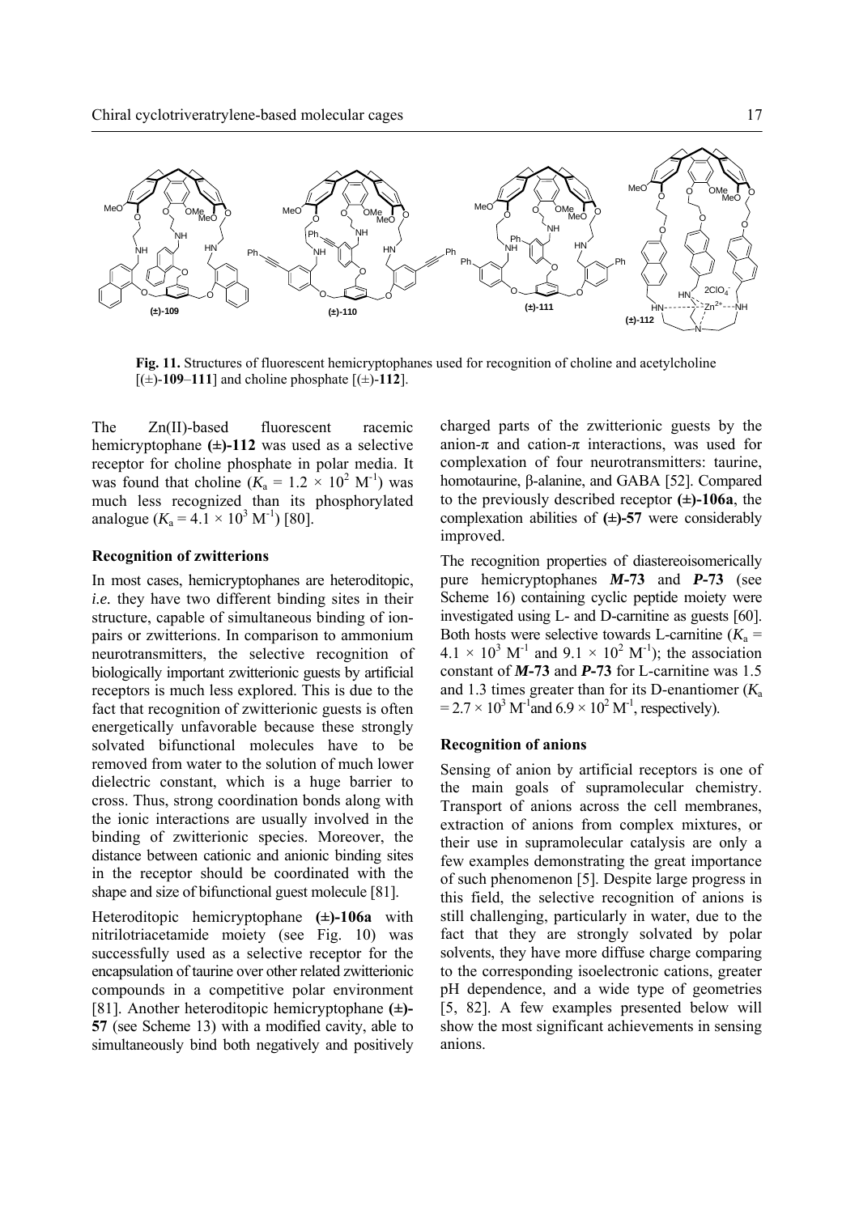**Fig. 11.** Structures of fluorescent hemicryptophanes used for recognition of choline and acetylcholine [(±)-**109**–**111**] and choline phosphate [(±)-**112**].

The Zn(II)-based fluorescent racemic hemicryptophane **(±)-112** was used as a selective receptor for choline phosphate in polar media. It was found that choline ($K_a = 1.2 \times 10^2$ $M^{-1}$) was much less recognized than its phosphorylated analogue ($K_a = 4.1 \times 10^3$ $M^{-1}$) [80].

### Recognition of zwitterions

In most cases, hemicryptophanes are heteroditopic, *i.e.* they have two different binding sites in their structure, capable of simultaneous binding of ion-pairs or zwitterions. In comparison to ammonium neurotransmitters, the selective recognition of biologically important zwitterionic guests by artificial receptors is much less explored. This is due to the fact that recognition of zwitterionic guests is often energetically unfavorable because these strongly solvated bifunctional molecules have to be removed from water to the solution of much lower dielectric constant, which is a huge barrier to cross. Thus, strong coordination bonds along with the ionic interactions are usually involved in the binding of zwitterionic species. Moreover, the distance between cationic and anionic binding sites in the receptor should be coordinated with the shape and size of bifunctional guest molecule [81].

Heteroditopic hemicryptophane **(±)-106a** with nitrilotriacetamide moiety (see Fig. 10) was successfully used as a selective receptor for the encapsulation of taurine over other related zwitterionic compounds in a competitive polar environment [81]. Another heteroditopic hemicryptophane **(±)-57** (see Scheme 13) with a modified cavity, able to simultaneously bind both negatively and positively charged parts of the zwitterionic guests by the anion-π and cation-π interactions, was used for complexation of four neurotransmitters: taurine, homotaurine, β-alanine, and GABA [52]. Compared to the previously described receptor **(±)-106a**, the complexation abilities of **(±)-57** were considerably improved.

The recognition properties of diastereoisomerically pure hemicryptophanes ***M*-73** and ***P*-73** (see Scheme 16) containing cyclic peptide moiety were investigated using L- and D-carnitine as guests [60]. Both hosts were selective towards L-carnitine ($K_a = 4.1 \times 10^3$ $M^{-1}$ and $9.1 \times 10^2$ $M^{-1}$); the association constant of ***M*-73** and ***P*-73** for L-carnitine was 1.5 and 1.3 times greater than for its D-enantiomer ($K_a = 2.7 \times 10^3$ $M^{-1}$ and $6.9 \times 10^2$ $M^{-1}$, respectively).

### Recognition of anions

Sensing of anion by artificial receptors is one of the main goals of supramolecular chemistry. Transport of anions across the cell membranes, extraction of anions from complex mixtures, or their use in supramolecular catalysis are only a few examples demonstrating the great importance of such phenomenon [5]. Despite large progress in this field, the selective recognition of anions is still challenging, particularly in water, due to the fact that they are strongly solvated by polar solvents, they have more diffuse charge comparing to the corresponding isoelectronic cations, greater pH dependence, and a wide type of geometries [5, 82]. A few examples presented below will show the most significant achievements in sensing anions.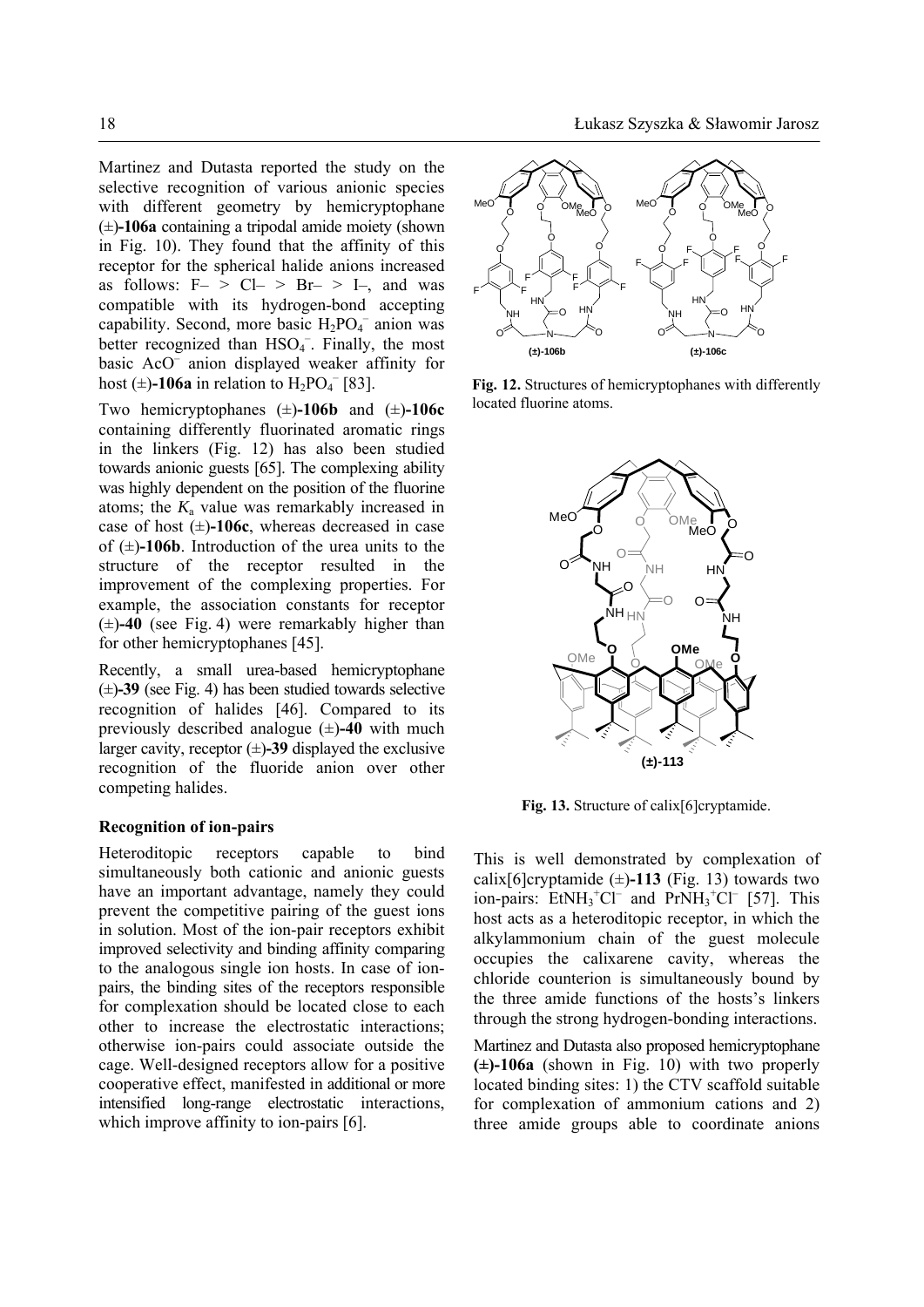Martinez and Dutasta reported the study on the selective recognition of various anionic species with different geometry by hemicryptophane (±)**-106a** containing a tripodal amide moiety (shown in Fig. 10). They found that the affinity of this receptor for the spherical halide anions increased as follows: F– > Cl– > Br– > I–, and was compatible with its hydrogen-bond accepting capability. Second, more basic $H_2PO_4^-$ anion was better recognized than $HSO_4^-$. Finally, the most basic $AcO^-$ anion displayed weaker affinity for host (±)**-106a** in relation to $H_2PO_4^-$ [83].

Two hemicryptophanes (±)**-106b** and (±)**-106c** containing differently fluorinated aromatic rings in the linkers (Fig. 12) has also been studied towards anionic guests [65]. The complexing ability was highly dependent on the position of the fluorine atoms; the $K_a$ value was remarkably increased in case of host (±)**-106c**, whereas decreased in case of (±)**-106b**. Introduction of the urea units to the structure of the receptor resulted in the improvement of the complexing properties. For example, the association constants for receptor (±)**-40** (see Fig. 4) were remarkably higher than for other hemicryptophanes [45].

Recently, a small urea-based hemicryptophane (±)**-39** (see Fig. 4) has been studied towards selective recognition of halides [46]. Compared to its previously described analogue (±)**-40** with much larger cavity, receptor (±)**-39** displayed the exclusive recognition of the fluoride anion over other competing halides.

**Fig. 12.** Structures of hemicryptophanes with differently located fluorine atoms.

**Fig. 13.** Structure of calix[6]cryptamide.

### Recognition of ion-pairs

Heteroditopic receptors capable to bind simultaneously both cationic and anionic guests have an important advantage, namely they could prevent the competitive pairing of the guest ions in solution. Most of the ion-pair receptors exhibit improved selectivity and binding affinity comparing to the analogous single ion hosts. In case of ion-pairs, the binding sites of the receptors responsible for complexation should be located close to each other to increase the electrostatic interactions; otherwise ion-pairs could associate outside the cage. Well-designed receptors allow for a positive cooperative effect, manifested in additional or more intensified long-range electrostatic interactions, which improve affinity to ion-pairs [6].

This is well demonstrated by complexation of calix[6]cryptamide (±)**-113** (Fig. 13) towards two ion-pairs: $EtNH_3^+Cl^-$ and $PrNH_3^+Cl^-$ [57]. This host acts as a heteroditopic receptor, in which the alkylammonium chain of the guest molecule occupies the calixarene cavity, whereas the chloride counterion is simultaneously bound by the three amide functions of the hosts's linkers through the strong hydrogen-bonding interactions.

Martinez and Dutasta also proposed hemicryptophane **(±)-106a** (shown in Fig. 10) with two properly located binding sites: 1) the CTV scaffold suitable for complexation of ammonium cations and 2) three amide groups able to coordinate anions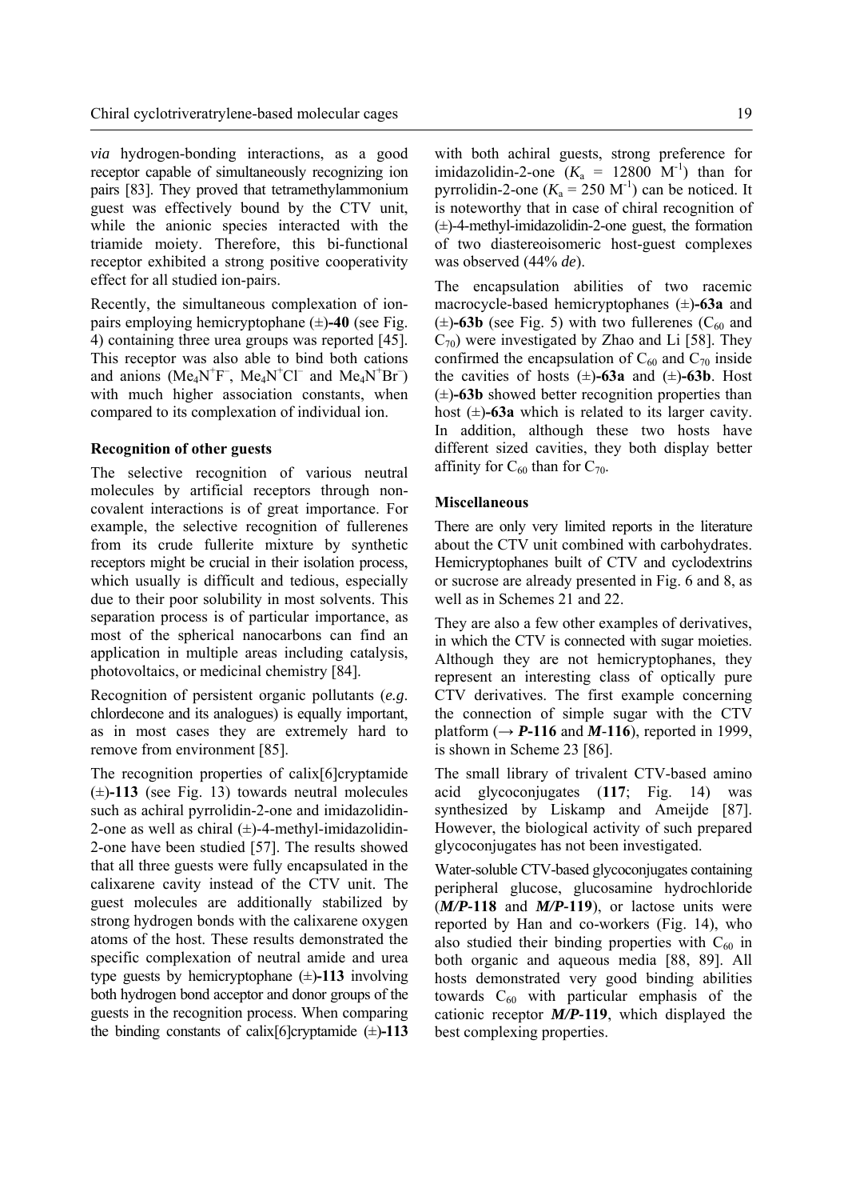*via* hydrogen-bonding interactions, as a good receptor capable of simultaneously recognizing ion pairs [83]. They proved that tetramethylammonium guest was effectively bound by the CTV unit, while the anionic species interacted with the triamide moiety. Therefore, this bi-functional receptor exhibited a strong positive cooperativity effect for all studied ion-pairs.

Recently, the simultaneous complexation of ion-pairs employing hemicryptophane (±)**-40** (see Fig. 4) containing three urea groups was reported [45]. This receptor was also able to bind both cations and anions ($Me_4N^+F^-$, $Me_4N^+Cl^-$ and $Me_4N^+Br^-$) with much higher association constants, when compared to its complexation of individual ion.

**Recognition of other guests**

The selective recognition of various neutral molecules by artificial receptors through non-covalent interactions is of great importance. For example, the selective recognition of fullerenes from its crude fullerite mixture by synthetic receptors might be crucial in their isolation process, which usually is difficult and tedious, especially due to their poor solubility in most solvents. This separation process is of particular importance, as most of the spherical nanocarbons can find an application in multiple areas including catalysis, photovoltaics, or medicinal chemistry [84].

Recognition of persistent organic pollutants (*e.g*. chlordecone and its analogues) is equally important, as in most cases they are extremely hard to remove from environment [85].

The recognition properties of calix[6]cryptamide (±)**-113** (see Fig. 13) towards neutral molecules such as achiral pyrrolidin-2-one and imidazolidin-2-one as well as chiral (±)-4-methyl-imidazolidin-2-one have been studied [57]. The results showed that all three guests were fully encapsulated in the calixarene cavity instead of the CTV unit. The guest molecules are additionally stabilized by strong hydrogen bonds with the calixarene oxygen atoms of the host. These results demonstrated the specific complexation of neutral amide and urea type guests by hemicryptophane (±)**-113** involving both hydrogen bond acceptor and donor groups of the guests in the recognition process. When comparing the binding constants of calix[6]cryptamide (±)**-113** with both achiral guests, strong preference for imidazolidin-2-one ($K_a$ = 12800 $M^{-1}$) than for pyrrolidin-2-one ($K_a$ = 250 $M^{-1}$) can be noticed. It is noteworthy that in case of chiral recognition of (±)-4-methyl-imidazolidin-2-one guest, the formation of two diastereoisomeric host-guest complexes was observed (44% *de*).

The encapsulation abilities of two racemic macrocycle-based hemicryptophanes (±)**-63a** and (±)**-63b** (see Fig. 5) with two fullerenes ($C_{60}$ and $C_{70}$) were investigated by Zhao and Li [58]. They confirmed the encapsulation of $C_{60}$ and $C_{70}$ inside the cavities of hosts (±)**-63a** and (±)**-63b**. Host (±)**-63b** showed better recognition properties than host (±)**-63a** which is related to its larger cavity. In addition, although these two hosts have different sized cavities, they both display better affinity for $C_{60}$ than for $C_{70}$.

**Miscellaneous**

There are only very limited reports in the literature about the CTV unit combined with carbohydrates. Hemicryptophanes built of CTV and cyclodextrins or sucrose are already presented in Fig. 6 and 8, as well as in Schemes 21 and 22.

They are also a few other examples of derivatives, in which the CTV is connected with sugar moieties. Although they are not hemicryptophanes, they represent an interesting class of optically pure CTV derivatives. The first example concerning the connection of simple sugar with the CTV platform (→ ***P*-116** and ***M*-116**), reported in 1999, is shown in Scheme 23 [86].

The small library of trivalent CTV-based amino acid glycoconjugates (**117**; Fig. 14) was synthesized by Liskamp and Ameijde [87]. However, the biological activity of such prepared glycoconjugates has not been investigated.

Water-soluble CTV-based glycoconjugates containing peripheral glucose, glucosamine hydrochloride (***M/P*-118** and ***M/P*-119**), or lactose units were reported by Han and co-workers (Fig. 14), who also studied their binding properties with $C_{60}$ in both organic and aqueous media [88, 89]. All hosts demonstrated very good binding abilities towards $C_{60}$ with particular emphasis of the cationic receptor ***M/P*-119**, which displayed the best complexing properties.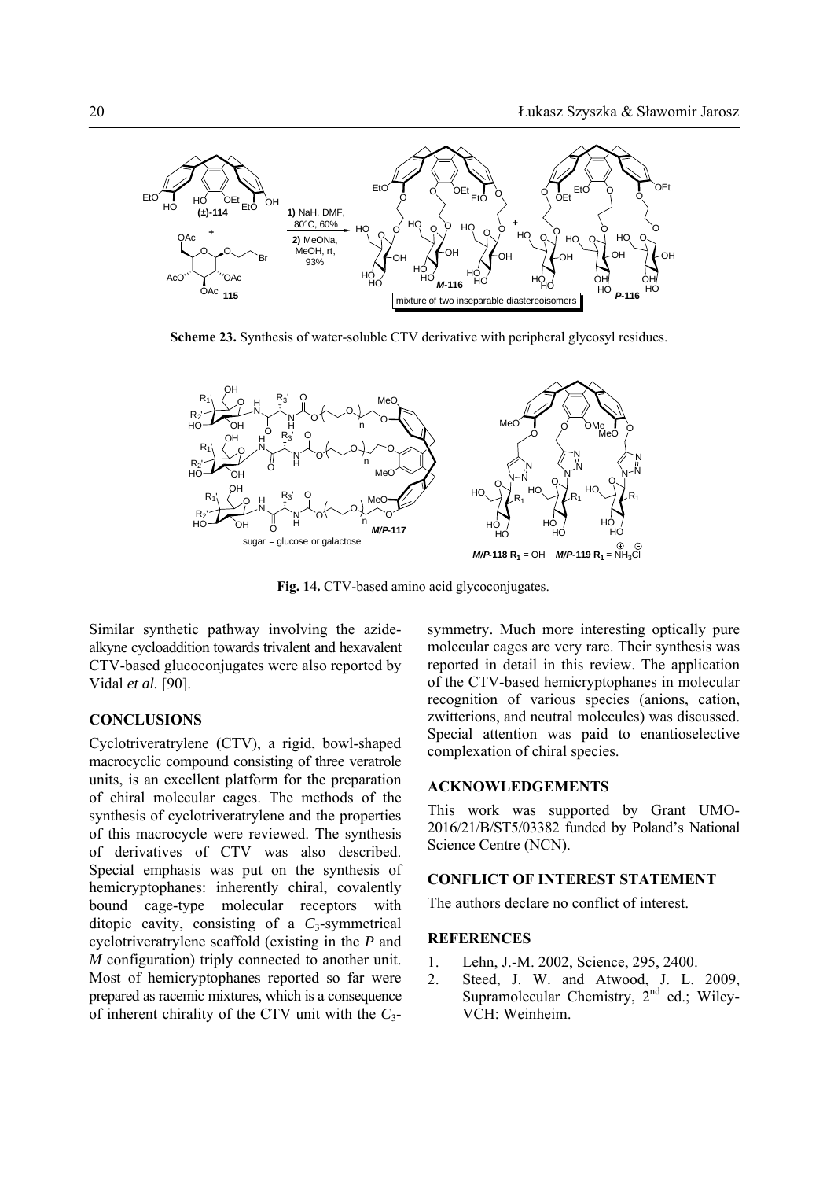**Scheme 23.** Synthesis of water-soluble CTV derivative with peripheral glycosyl residues.

**Fig. 14.** CTV-based amino acid glycoconjugates.

Similar synthetic pathway involving the azide-alkyne cycloaddition towards trivalent and hexavalent CTV-based glucoconjugates were also reported by Vidal *et al.* [90].

## CONCLUSIONS

Cyclotriveratrylene (CTV), a rigid, bowl-shaped macrocyclic compound consisting of three veratrole units, is an excellent platform for the preparation of chiral molecular cages. The methods of the synthesis of cyclotriveratrylene and the properties of this macrocycle were reviewed. The synthesis of derivatives of CTV was also described. Special emphasis was put on the synthesis of hemicryptophanes: inherently chiral, covalently bound cage-type molecular receptors with ditopic cavity, consisting of a $C_3$-symmetrical cyclotriveratrylene scaffold (existing in the *P* and *M* configuration) triply connected to another unit. Most of hemicryptophanes reported so far were prepared as racemic mixtures, which is a consequence of inherent chirality of the CTV unit with the $C_3$-symmetry. Much more interesting optically pure molecular cages are very rare. Their synthesis was reported in detail in this review. The application of the CTV-based hemicryptophanes in molecular recognition of various species (anions, cation, zwitterions, and neutral molecules) was discussed. Special attention was paid to enantioselective complexation of chiral species.

## ACKNOWLEDGEMENTS

This work was supported by Grant UMO-2016/21/B/ST5/03382 funded by Poland's National Science Centre (NCN).

## CONFLICT OF INTEREST STATEMENT

The authors declare no conflict of interest.

## REFERENCES

1. Lehn, J.-M. 2002, Science, 295, 2400.
2. Steed, J. W. and Atwood, J. L. 2009, Supramolecular Chemistry, 2nd ed.; Wiley-VCH: Weinheim.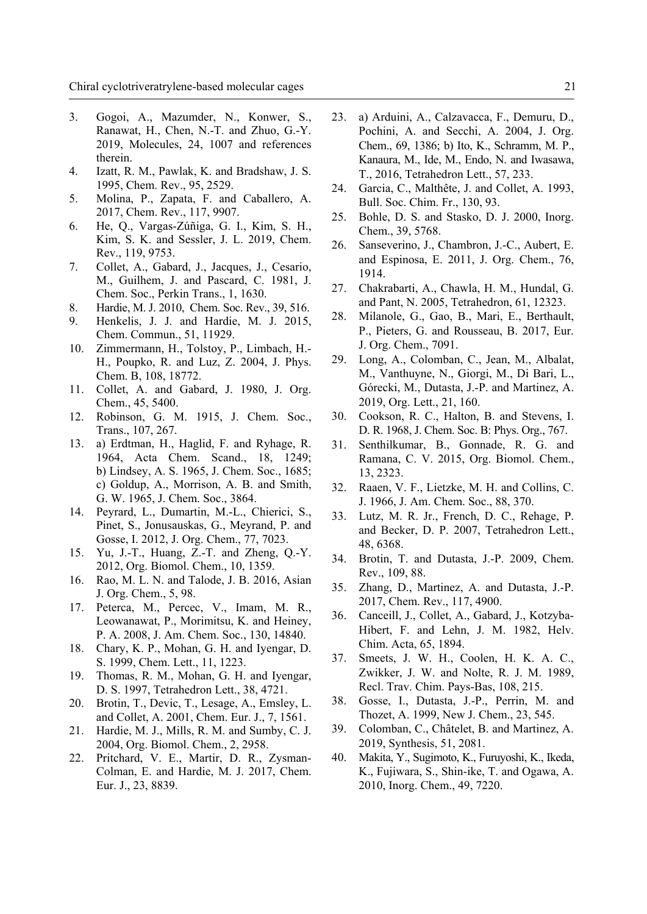3. Gogoi, A., Mazumder, N., Konwer, S., Ranawat, H., Chen, N.-T. and Zhuo, G.-Y. 2019, Molecules, 24, 1007 and references therein.
4. Izatt, R. M., Pawlak, K. and Bradshaw, J. S. 1995, Chem. Rev., 95, 2529.
5. Molina, P., Zapata, F. and Caballero, A. 2017, Chem. Rev., 117, 9907.
6. He, Q., Vargas-Zúñiga, G. I., Kim, S. H., Kim, S. K. and Sessler, J. L. 2019, Chem. Rev., 119, 9753.
7. Collet, A., Gabard, J., Jacques, J., Cesario, M., Guilhem, J. and Pascard, C. 1981, J. Chem. Soc., Perkin Trans., 1, 1630.
8. Hardie, M. J. 2010, Chem. Soc. Rev., 39, 516.
9. Henkelis, J. J. and Hardie, M. J. 2015, Chem. Commun., 51, 11929.
10. Zimmermann, H., Tolstoy, P., Limbach, H.-H., Poupko, R. and Luz, Z. 2004, J. Phys. Chem. B, 108, 18772.
11. Collet, A. and Gabard, J. 1980, J. Org. Chem., 45, 5400.
12. Robinson, G. M. 1915, J. Chem. Soc., Trans., 107, 267.
13. a) Erdtman, H., Haglid, F. and Ryhage, R. 1964, Acta Chem. Scand., 18, 1249; b) Lindsey, A. S. 1965, J. Chem. Soc., 1685; c) Goldup, A., Morrison, A. B. and Smith, G. W. 1965, J. Chem. Soc., 3864.
14. Peyrard, L., Dumartin, M.-L., Chierici, S., Pinet, S., Jonusauskas, G., Meyrand, P. and Gosse, I. 2012, J. Org. Chem., 77, 7023.
15. Yu, J.-T., Huang, Z.-T. and Zheng, Q.-Y. 2012, Org. Biomol. Chem., 10, 1359.
16. Rao, M. L. N. and Talode, J. B. 2016, Asian J. Org. Chem., 5, 98.
17. Peterca, M., Percec, V., Imam, M. R., Leowanawat, P., Morimitsu, K. and Heiney, P. A. 2008, J. Am. Chem. Soc., 130, 14840.
18. Chary, K. P., Mohan, G. H. and Iyengar, D. S. 1999, Chem. Lett., 11, 1223.
19. Thomas, R. M., Mohan, G. H. and Iyengar, D. S. 1997, Tetrahedron Lett., 38, 4721.
20. Brotin, T., Devic, T., Lesage, A., Emsley, L. and Collet, A. 2001, Chem. Eur. J., 7, 1561.
21. Hardie, M. J., Mills, R. M. and Sumby, C. J. 2004, Org. Biomol. Chem., 2, 2958.
22. Pritchard, V. E., Martir, D. R., Zysman-Colman, E. and Hardie, M. J. 2017, Chem. Eur. J., 23, 8839.
23. a) Arduini, A., Calzavacca, F., Demuru, D., Pochini, A. and Secchi, A. 2004, J. Org. Chem., 69, 1386; b) Ito, K., Schramm, M. P., Kanaura, M., Ide, M., Endo, N. and Iwasawa, T., 2016, Tetrahedron Lett., 57, 233.
24. Garcia, C., Malthête, J. and Collet, A. 1993, Bull. Soc. Chim. Fr., 130, 93.
25. Bohle, D. S. and Stasko, D. J. 2000, Inorg. Chem., 39, 5768.
26. Sanseverino, J., Chambron, J.-C., Aubert, E. and Espinosa, E. 2011, J. Org. Chem., 76, 1914.
27. Chakrabarti, A., Chawla, H. M., Hundal, G. and Pant, N. 2005, Tetrahedron, 61, 12323.
28. Milanole, G., Gao, B., Mari, E., Berthault, P., Pieters, G. and Rousseau, B. 2017, Eur. J. Org. Chem., 7091.
29. Long, A., Colomban, C., Jean, M., Albalat, M., Vanthuyne, N., Giorgi, M., Di Bari, L., Górecki, M., Dutasta, J.-P. and Martinez, A. 2019, Org. Lett., 21, 160.
30. Cookson, R. C., Halton, B. and Stevens, I. D. R. 1968, J. Chem. Soc. B: Phys. Org., 767.
31. Senthilkumar, B., Gonnade, R. G. and Ramana, C. V. 2015, Org. Biomol. Chem., 13, 2323.
32. Raaen, V. F., Lietzke, M. H. and Collins, C. J. 1966, J. Am. Chem. Soc., 88, 370.
33. Lutz, M. R. Jr., French, D. C., Rehage, P. and Becker, D. P. 2007, Tetrahedron Lett., 48, 6368.
34. Brotin, T. and Dutasta, J.-P. 2009, Chem. Rev., 109, 88.
35. Zhang, D., Martinez, A. and Dutasta, J.-P. 2017, Chem. Rev., 117, 4900.
36. Canceill, J., Collet, A., Gabard, J., Kotzyba-Hibert, F. and Lehn, J. M. 1982, Helv. Chim. Acta, 65, 1894.
37. Smeets, J. W. H., Coolen, H. K. A. C., Zwikker, J. W. and Nolte, R. J. M. 1989, Recl. Trav. Chim. Pays-Bas, 108, 215.
38. Gosse, I., Dutasta, J.-P., Perrin, M. and Thozet, A. 1999, New J. Chem., 23, 545.
39. Colomban, C., Châtelet, B. and Martinez, A. 2019, Synthesis, 51, 2081.
40. Makita, Y., Sugimoto, K., Furuyoshi, K., Ikeda, K., Fujiwara, S., Shin-ike, T. and Ogawa, A. 2010, Inorg. Chem., 49, 7220.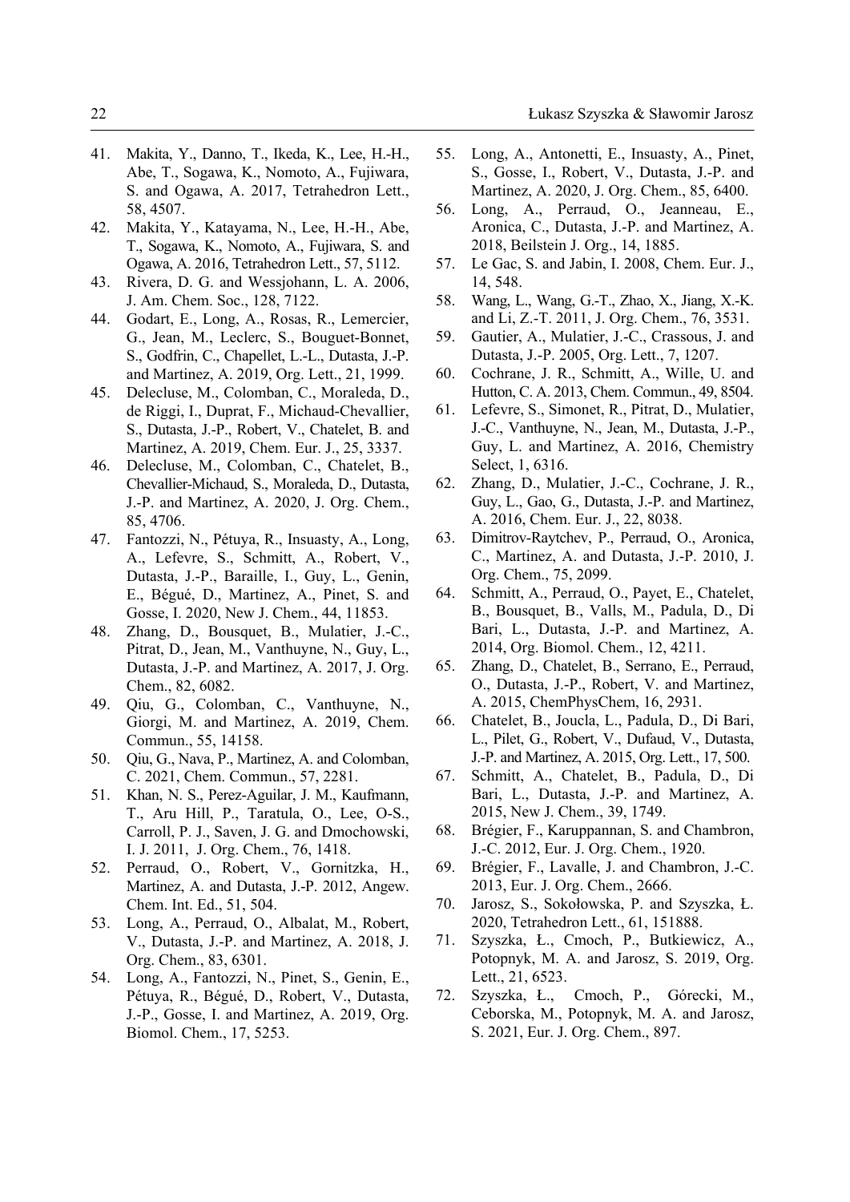41. Makita, Y., Danno, T., Ikeda, K., Lee, H.-H., Abe, T., Sogawa, K., Nomoto, A., Fujiwara, S. and Ogawa, A. 2017, Tetrahedron Lett., 58, 4507.
42. Makita, Y., Katayama, N., Lee, H.-H., Abe, T., Sogawa, K., Nomoto, A., Fujiwara, S. and Ogawa, A. 2016, Tetrahedron Lett., 57, 5112.
43. Rivera, D. G. and Wessjohann, L. A. 2006, J. Am. Chem. Soc., 128, 7122.
44. Godart, E., Long, A., Rosas, R., Lemercier, G., Jean, M., Leclerc, S., Bouguet-Bonnet, S., Godfrin, C., Chapellet, L.-L., Dutasta, J.-P. and Martinez, A. 2019, Org. Lett., 21, 1999.
45. Delecluse, M., Colomban, C., Moraleda, D., de Riggi, I., Duprat, F., Michaud-Chevallier, S., Dutasta, J.-P., Robert, V., Chatelet, B. and Martinez, A. 2019, Chem. Eur. J., 25, 3337.
46. Delecluse, M., Colomban, C., Chatelet, B., Chevallier-Michaud, S., Moraleda, D., Dutasta, J.-P. and Martinez, A. 2020, J. Org. Chem., 85, 4706.
47. Fantozzi, N., Pétuya, R., Insuasty, A., Long, A., Lefevre, S., Schmitt, A., Robert, V., Dutasta, J.-P., Baraille, I., Guy, L., Genin, E., Bégué, D., Martinez, A., Pinet, S. and Gosse, I. 2020, New J. Chem., 44, 11853.
48. Zhang, D., Bousquet, B., Mulatier, J.-C., Pitrat, D., Jean, M., Vanthuyne, N., Guy, L., Dutasta, J.-P. and Martinez, A. 2017, J. Org. Chem., 82, 6082.
49. Qiu, G., Colomban, C., Vanthuyne, N., Giorgi, M. and Martinez, A. 2019, Chem. Commun., 55, 14158.
50. Qiu, G., Nava, P., Martinez, A. and Colomban, C. 2021, Chem. Commun., 57, 2281.
51. Khan, N. S., Perez-Aguilar, J. M., Kaufmann, T., Aru Hill, P., Taratula, O., Lee, O-S., Carroll, P. J., Saven, J. G. and Dmochowski, I. J. 2011, J. Org. Chem., 76, 1418.
52. Perraud, O., Robert, V., Gornitzka, H., Martinez, A. and Dutasta, J.-P. 2012, Angew. Chem. Int. Ed., 51, 504.
53. Long, A., Perraud, O., Albalat, M., Robert, V., Dutasta, J.-P. and Martinez, A. 2018, J. Org. Chem., 83, 6301.
54. Long, A., Fantozzi, N., Pinet, S., Genin, E., Pétuya, R., Bégué, D., Robert, V., Dutasta, J.-P., Gosse, I. and Martinez, A. 2019, Org. Biomol. Chem., 17, 5253.
55. Long, A., Antonetti, E., Insuasty, A., Pinet, S., Gosse, I., Robert, V., Dutasta, J.-P. and Martinez, A. 2020, J. Org. Chem., 85, 6400.
56. Long, A., Perraud, O., Jeanneau, E., Aronica, C., Dutasta, J.-P. and Martinez, A. 2018, Beilstein J. Org., 14, 1885.
57. Le Gac, S. and Jabin, I. 2008, Chem. Eur. J., 14, 548.
58. Wang, L., Wang, G.-T., Zhao, X., Jiang, X.-K. and Li, Z.-T. 2011, J. Org. Chem., 76, 3531.
59. Gautier, A., Mulatier, J.-C., Crassous, J. and Dutasta, J.-P. 2005, Org. Lett., 7, 1207.
60. Cochrane, J. R., Schmitt, A., Wille, U. and Hutton, C. A. 2013, Chem. Commun., 49, 8504.
61. Lefevre, S., Simonet, R., Pitrat, D., Mulatier, J.-C., Vanthuyne, N., Jean, M., Dutasta, J.-P., Guy, L. and Martinez, A. 2016, Chemistry Select, 1, 6316.
62. Zhang, D., Mulatier, J.-C., Cochrane, J. R., Guy, L., Gao, G., Dutasta, J.-P. and Martinez, A. 2016, Chem. Eur. J., 22, 8038.
63. Dimitrov-Raytchev, P., Perraud, O., Aronica, C., Martinez, A. and Dutasta, J.-P. 2010, J. Org. Chem., 75, 2099.
64. Schmitt, A., Perraud, O., Payet, E., Chatelet, B., Bousquet, B., Valls, M., Padula, D., Di Bari, L., Dutasta, J.-P. and Martinez, A. 2014, Org. Biomol. Chem., 12, 4211.
65. Zhang, D., Chatelet, B., Serrano, E., Perraud, O., Dutasta, J.-P., Robert, V. and Martinez, A. 2015, ChemPhysChem, 16, 2931.
66. Chatelet, B., Joucla, L., Padula, D., Di Bari, L., Pilet, G., Robert, V., Dufaud, V., Dutasta, J.-P. and Martinez, A. 2015, Org. Lett., 17, 500.
67. Schmitt, A., Chatelet, B., Padula, D., Di Bari, L., Dutasta, J.-P. and Martinez, A. 2015, New J. Chem., 39, 1749.
68. Brégier, F., Karuppannan, S. and Chambron, J.-C. 2012, Eur. J. Org. Chem., 1920.
69. Brégier, F., Lavalle, J. and Chambron, J.-C. 2013, Eur. J. Org. Chem., 2666.
70. Jarosz, S., Sokołowska, P. and Szyszka, Ł. 2020, Tetrahedron Lett., 61, 151888.
71. Szyszka, Ł., Cmoch, P., Butkiewicz, A., Potopnyk, M. A. and Jarosz, S. 2019, Org. Lett., 21, 6523.
72. Szyszka, Ł., Cmoch, P., Górecki, M., Ceborska, M., Potopnyk, M. A. and Jarosz, S. 2021, Eur. J. Org. Chem., 897.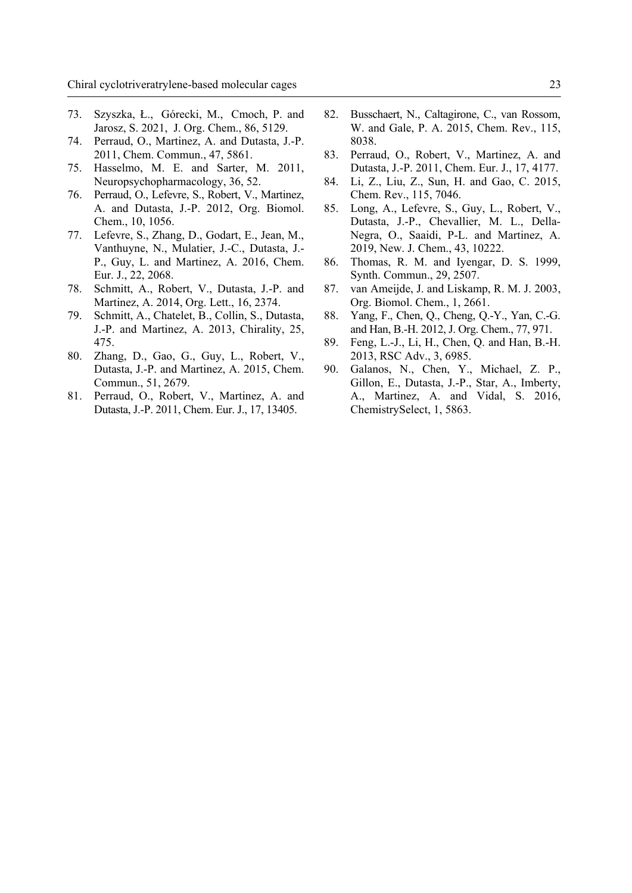73. Szyszka, Ł., Górecki, M., Cmoch, P. and Jarosz, S. 2021, J. Org. Chem., 86, 5129.
74. Perraud, O., Martinez, A. and Dutasta, J.-P. 2011, Chem. Commun., 47, 5861.
75. Hasselmo, M. E. and Sarter, M. 2011, Neuropsychopharmacology, 36, 52.
76. Perraud, O., Lefevre, S., Robert, V., Martinez, A. and Dutasta, J.-P. 2012, Org. Biomol. Chem., 10, 1056.
77. Lefevre, S., Zhang, D., Godart, E., Jean, M., Vanthuyne, N., Mulatier, J.-C., Dutasta, J.-P., Guy, L. and Martinez, A. 2016, Chem. Eur. J., 22, 2068.
78. Schmitt, A., Robert, V., Dutasta, J.-P. and Martinez, A. 2014, Org. Lett., 16, 2374.
79. Schmitt, A., Chatelet, B., Collin, S., Dutasta, J.-P. and Martinez, A. 2013, Chirality, 25, 475.
80. Zhang, D., Gao, G., Guy, L., Robert, V., Dutasta, J.-P. and Martinez, A. 2015, Chem. Commun., 51, 2679.
81. Perraud, O., Robert, V., Martinez, A. and Dutasta, J.-P. 2011, Chem. Eur. J., 17, 13405.
82. Busschaert, N., Caltagirone, C., van Rossom, W. and Gale, P. A. 2015, Chem. Rev., 115, 8038.
83. Perraud, O., Robert, V., Martinez, A. and Dutasta, J.-P. 2011, Chem. Eur. J., 17, 4177.
84. Li, Z., Liu, Z., Sun, H. and Gao, C. 2015, Chem. Rev., 115, 7046.
85. Long, A., Lefevre, S., Guy, L., Robert, V., Dutasta, J.-P., Chevallier, M. L., Della-Negra, O., Saaidi, P-L. and Martinez, A. 2019, New. J. Chem., 43, 10222.
86. Thomas, R. M. and Iyengar, D. S. 1999, Synth. Commun., 29, 2507.
87. van Ameijde, J. and Liskamp, R. M. J. 2003, Org. Biomol. Chem., 1, 2661.
88. Yang, F., Chen, Q., Cheng, Q.-Y., Yan, C.-G. and Han, B.-H. 2012, J. Org. Chem., 77, 971.
89. Feng, L.-J., Li, H., Chen, Q. and Han, B.-H. 2013, RSC Adv., 3, 6985.
90. Galanos, N., Chen, Y., Michael, Z. P., Gillon, E., Dutasta, J.-P., Star, A., Imberty, A., Martinez, A. and Vidal, S. 2016, ChemistrySelect, 1, 5863.